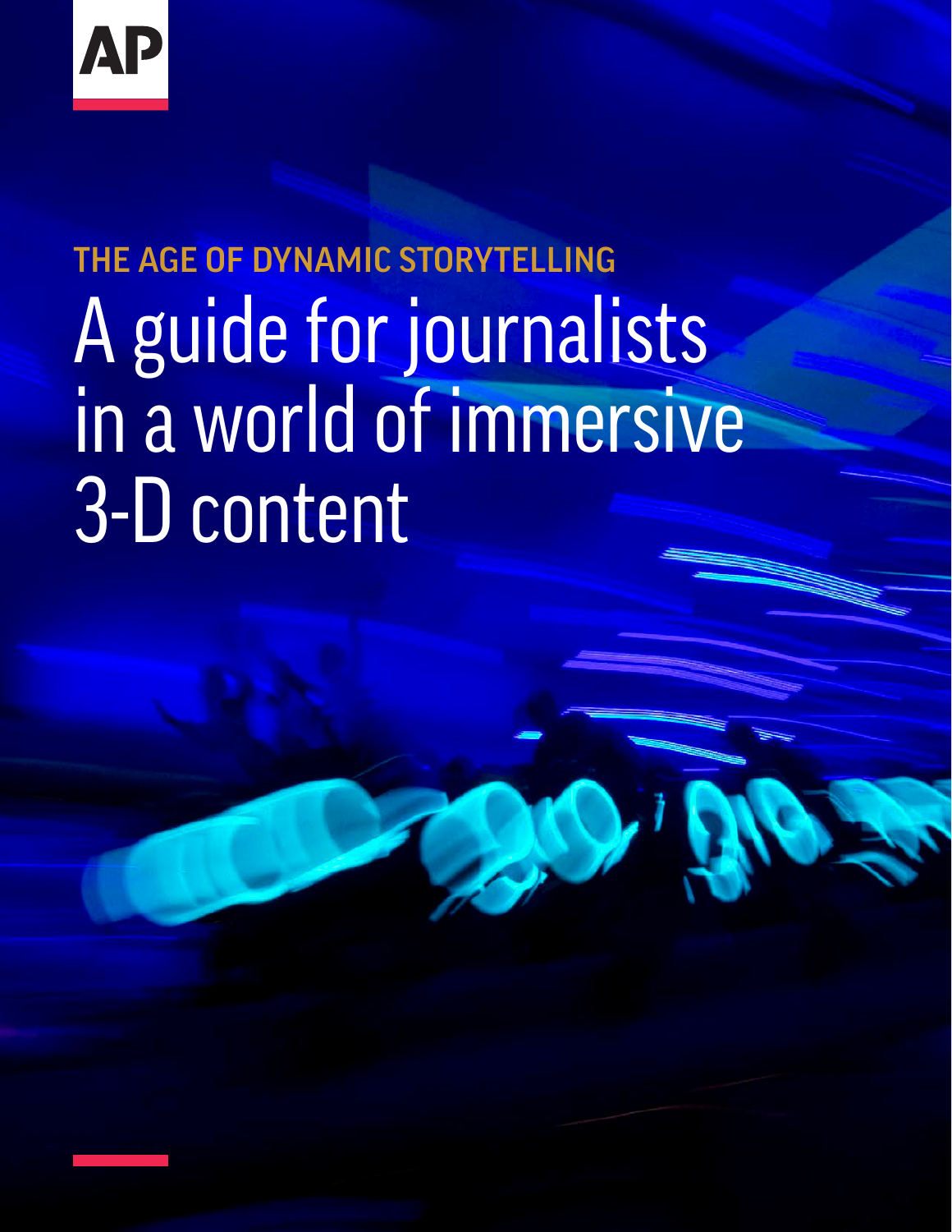AP

THE AGE OF DYNAMIC STORYTELLING

# A guide for journalists in a world of immersive 3-D content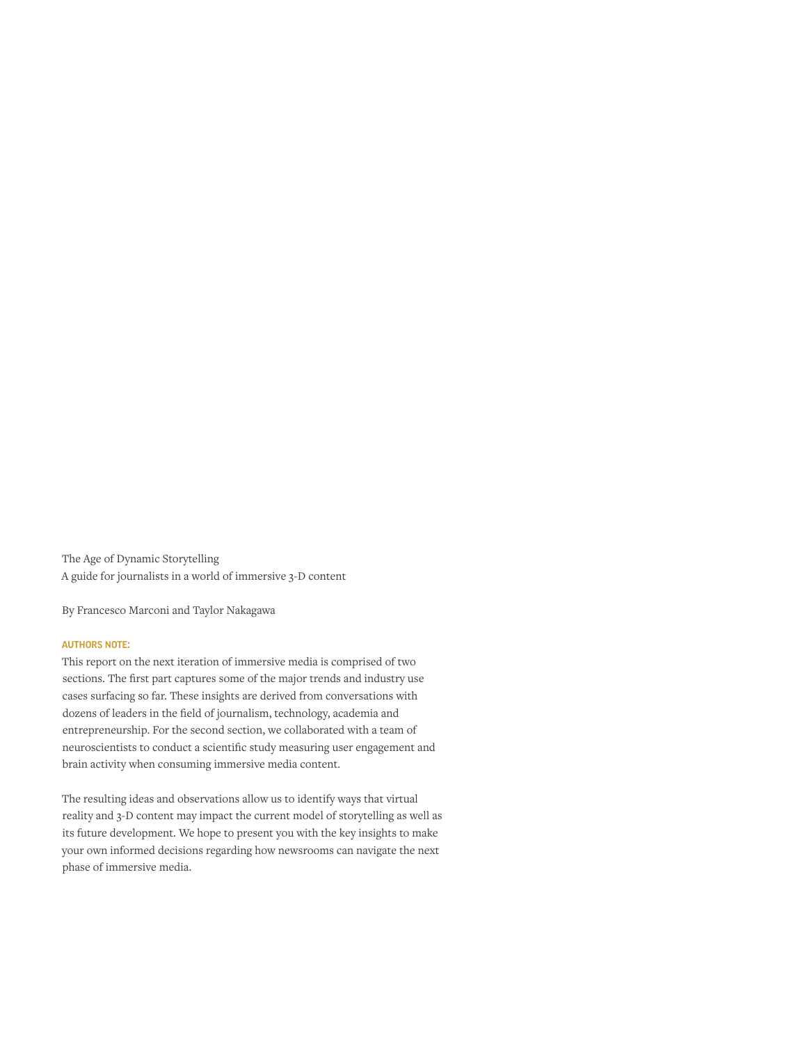The Age of Dynamic Storytelling
A guide for journalists in a world of immersive 3-D content

By Francesco Marconi and Taylor Nakagawa

**AUTHORS NOTE:**

This report on the next iteration of immersive media is comprised of two sections. The first part captures some of the major trends and industry use cases surfacing so far. These insights are derived from conversations with dozens of leaders in the field of journalism, technology, academia and entrepreneurship. For the second section, we collaborated with a team of neuroscientists to conduct a scientific study measuring user engagement and brain activity when consuming immersive media content.

The resulting ideas and observations allow us to identify ways that virtual reality and 3-D content may impact the current model of storytelling as well as its future development. We hope to present you with the key insights to make your own informed decisions regarding how newsrooms can navigate the next phase of immersive media.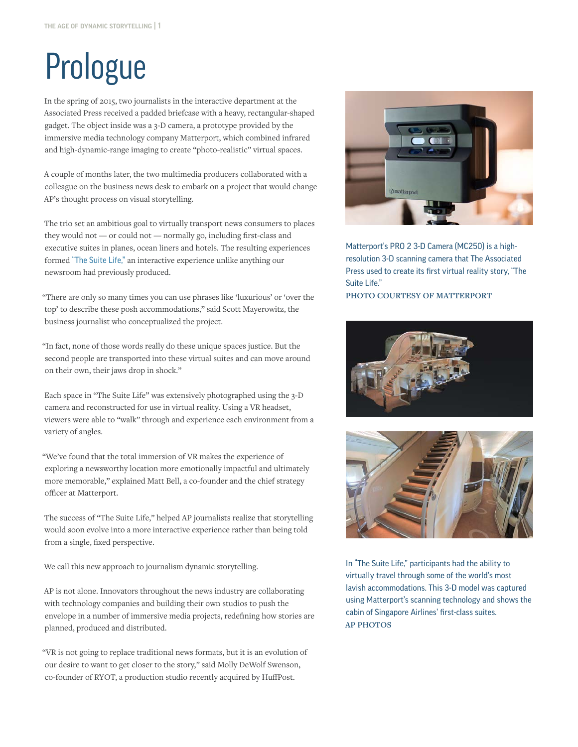# Prologue

In the spring of 2015, two journalists in the interactive department at the Associated Press received a padded briefcase with a heavy, rectangular-shaped gadget. The object inside was a 3-D camera, a prototype provided by the immersive media technology company Matterport, which combined infrared and high-dynamic-range imaging to create "photo-realistic" virtual spaces.

A couple of months later, the two multimedia producers collaborated with a colleague on the business news desk to embark on a project that would change AP's thought process on visual storytelling.

The trio set an ambitious goal to virtually transport news consumers to places they would not — or could not — normally go, including first-class and executive suites in planes, ocean liners and hotels. The resulting experiences formed "The Suite Life," an interactive experience unlike anything our newsroom had previously produced.

"There are only so many times you can use phrases like 'luxurious' or 'over the top' to describe these posh accommodations," said Scott Mayerowitz, the business journalist who conceptualized the project.

"In fact, none of those words really do these unique spaces justice. But the second people are transported into these virtual suites and can move around on their own, their jaws drop in shock."

Each space in "The Suite Life" was extensively photographed using the 3-D camera and reconstructed for use in virtual reality. Using a VR headset, viewers were able to "walk" through and experience each environment from a variety of angles.

"We've found that the total immersion of VR makes the experience of exploring a newsworthy location more emotionally impactful and ultimately more memorable," explained Matt Bell, a co-founder and the chief strategy officer at Matterport.

The success of "The Suite Life," helped AP journalists realize that storytelling would soon evolve into a more interactive experience rather than being told from a single, fixed perspective.

We call this new approach to journalism dynamic storytelling.

AP is not alone. Innovators throughout the news industry are collaborating with technology companies and building their own studios to push the envelope in a number of immersive media projects, redefining how stories are planned, produced and distributed.

"VR is not going to replace traditional news formats, but it is an evolution of our desire to want to get closer to the story," said Molly DeWolf Swenson, co-founder of RYOT, a production studio recently acquired by HuffPost.

Matterport's PRO 2 3-D Camera (MC250) is a high-resolution 3-D scanning camera that The Associated Press used to create its first virtual reality story, "The Suite Life."
PHOTO COURTESY OF MATTERPORT

In "The Suite Life," participants had the ability to virtually travel through some of the world's most lavish accommodations. This 3-D model was captured using Matterport's scanning technology and shows the cabin of Singapore Airlines' first-class suites.
AP PHOTOS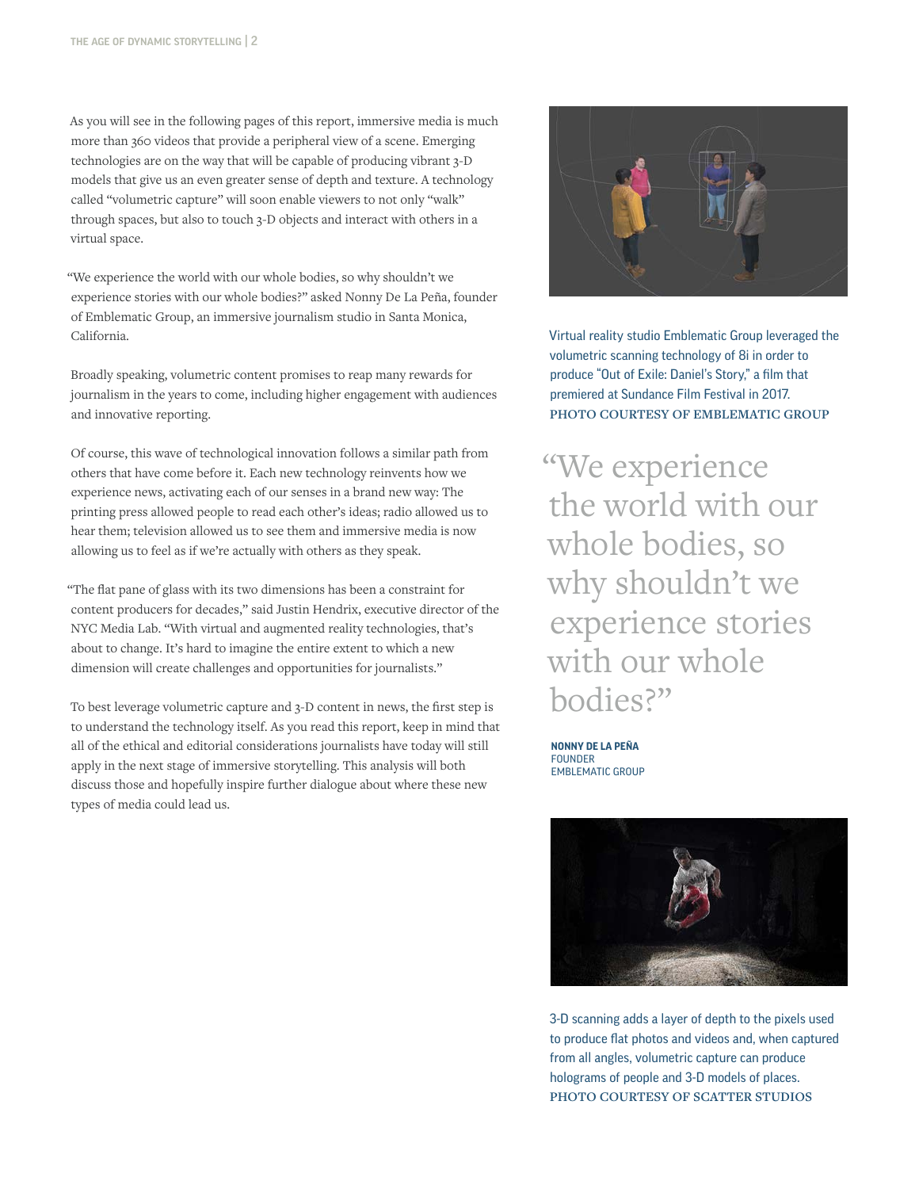As you will see in the following pages of this report, immersive media is much more than 360 videos that provide a peripheral view of a scene. Emerging technologies are on the way that will be capable of producing vibrant 3-D models that give us an even greater sense of depth and texture. A technology called "volumetric capture" will soon enable viewers to not only "walk" through spaces, but also to touch 3-D objects and interact with others in a virtual space.

"We experience the world with our whole bodies, so why shouldn't we experience stories with our whole bodies?" asked Nonny De La Peña, founder of Emblematic Group, an immersive journalism studio in Santa Monica, California.

Broadly speaking, volumetric content promises to reap many rewards for journalism in the years to come, including higher engagement with audiences and innovative reporting.

Of course, this wave of technological innovation follows a similar path from others that have come before it. Each new technology reinvents how we experience news, activating each of our senses in a brand new way: The printing press allowed people to read each other's ideas; radio allowed us to hear them; television allowed us to see them and immersive media is now allowing us to feel as if we're actually with others as they speak.

"The flat pane of glass with its two dimensions has been a constraint for content producers for decades," said Justin Hendrix, executive director of the NYC Media Lab. "With virtual and augmented reality technologies, that's about to change. It's hard to imagine the entire extent to which a new dimension will create challenges and opportunities for journalists."

To best leverage volumetric capture and 3-D content in news, the first step is to understand the technology itself. As you read this report, keep in mind that all of the ethical and editorial considerations journalists have today will still apply in the next stage of immersive storytelling. This analysis will both discuss those and hopefully inspire further dialogue about where these new types of media could lead us.

Virtual reality studio Emblematic Group leveraged the volumetric scanning technology of 8i in order to produce "Out of Exile: Daniel's Story," a film that premiered at Sundance Film Festival in 2017.
PHOTO COURTESY OF EMBLEMATIC GROUP

> "We experience the world with our whole bodies, so why shouldn't we experience stories with our whole bodies?"
>
> **NONNY DE LA PEÑA**
> FOUNDER
> EMBLEMATIC GROUP

3-D scanning adds a layer of depth to the pixels used to produce flat photos and videos and, when captured from all angles, volumetric capture can produce holograms of people and 3-D models of places.
PHOTO COURTESY OF SCATTER STUDIOS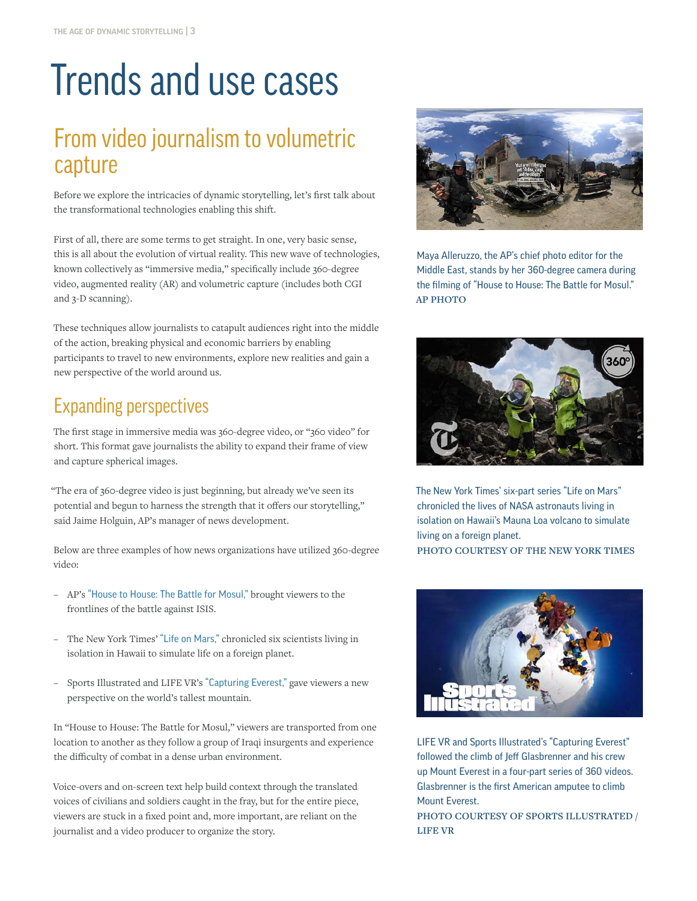# Trends and use cases

## From video journalism to volumetric capture

Before we explore the intricacies of dynamic storytelling, let's first talk about the transformational technologies enabling this shift.

First of all, there are some terms to get straight. In one, very basic sense, this is all about the evolution of virtual reality. This new wave of technologies, known collectively as "immersive media," specifically include 360-degree video, augmented reality (AR) and volumetric capture (includes both CGI and 3-D scanning).

These techniques allow journalists to catapult audiences right into the middle of the action, breaking physical and economic barriers by enabling participants to travel to new environments, explore new realities and gain a new perspective of the world around us.

## Expanding perspectives

The first stage in immersive media was 360-degree video, or "360 video" for short. This format gave journalists the ability to expand their frame of view and capture spherical images.

"The era of 360-degree video is just beginning, but already we've seen its potential and begun to harness the strength that it offers our storytelling," said Jaime Holguin, AP's manager of news development.

Below are three examples of how news organizations have utilized 360-degree video:

- AP's "House to House: The Battle for Mosul," brought viewers to the frontlines of the battle against ISIS.
- The New York Times' "Life on Mars," chronicled six scientists living in isolation in Hawaii to simulate life on a foreign planet.
- Sports Illustrated and LIFE VR's "Capturing Everest," gave viewers a new perspective on the world's tallest mountain.

In "House to House: The Battle for Mosul," viewers are transported from one location to another as they follow a group of Iraqi insurgents and experience the difficulty of combat in a dense urban environment.

Voice-overs and on-screen text help build context through the translated voices of civilians and soldiers caught in the fray, but for the entire piece, viewers are stuck in a fixed point and, more important, are reliant on the journalist and a video producer to organize the story.

Maya Alleruzzo, the AP's chief photo editor for the Middle East, stands by her 360-degree camera during the filming of "House to House: The Battle for Mosul."
AP PHOTO

The New York Times' six-part series "Life on Mars" chronicled the lives of NASA astronauts living in isolation on Hawaii's Mauna Loa volcano to simulate living on a foreign planet.
PHOTO COURTESY OF THE NEW YORK TIMES

LIFE VR and Sports Illustrated's "Capturing Everest" followed the climb of Jeff Glasbrenner and his crew up Mount Everest in a four-part series of 360 videos. Glasbrenner is the first American amputee to climb Mount Everest.
PHOTO COURTESY OF SPORTS ILLUSTRATED / LIFE VR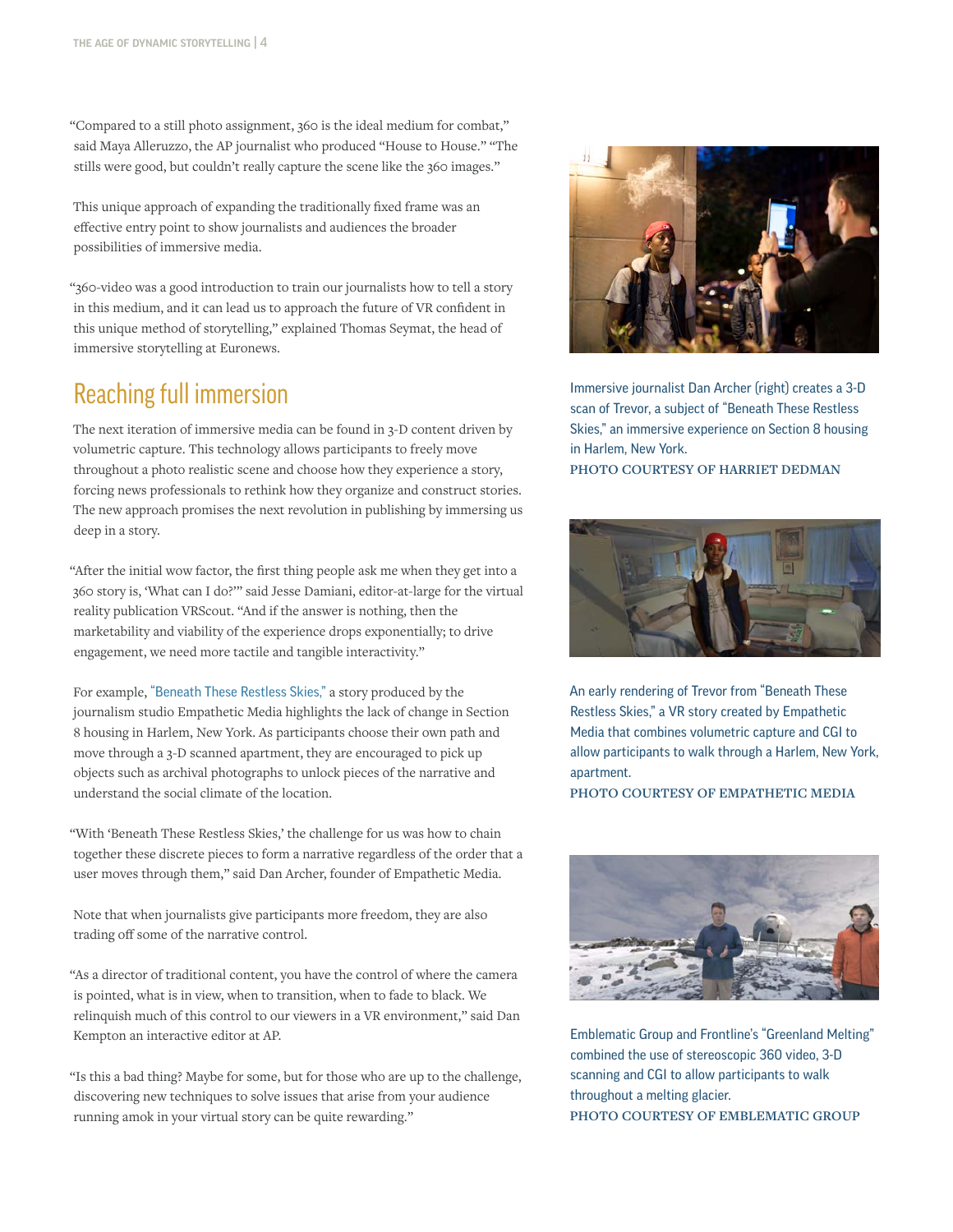"Compared to a still photo assignment, 360 is the ideal medium for combat," said Maya Alleruzzo, the AP journalist who produced "House to House." "The stills were good, but couldn't really capture the scene like the 360 images."

This unique approach of expanding the traditionally fixed frame was an effective entry point to show journalists and audiences the broader possibilities of immersive media.

"360-video was a good introduction to train our journalists how to tell a story in this medium, and it can lead us to approach the future of VR confident in this unique method of storytelling," explained Thomas Seymat, the head of immersive storytelling at Euronews.

## Reaching full immersion

The next iteration of immersive media can be found in 3-D content driven by volumetric capture. This technology allows participants to freely move throughout a photo realistic scene and choose how they experience a story, forcing news professionals to rethink how they organize and construct stories. The new approach promises the next revolution in publishing by immersing us deep in a story.

"After the initial wow factor, the first thing people ask me when they get into a 360 story is, 'What can I do?'" said Jesse Damiani, editor-at-large for the virtual reality publication VRScout. "And if the answer is nothing, then the marketability and viability of the experience drops exponentially; to drive engagement, we need more tactile and tangible interactivity."

For example, "Beneath These Restless Skies," a story produced by the journalism studio Empathetic Media highlights the lack of change in Section 8 housing in Harlem, New York. As participants choose their own path and move through a 3-D scanned apartment, they are encouraged to pick up objects such as archival photographs to unlock pieces of the narrative and understand the social climate of the location.

"With 'Beneath These Restless Skies,' the challenge for us was how to chain together these discrete pieces to form a narrative regardless of the order that a user moves through them," said Dan Archer, founder of Empathetic Media.

Note that when journalists give participants more freedom, they are also trading off some of the narrative control.

"As a director of traditional content, you have the control of where the camera is pointed, what is in view, when to transition, when to fade to black. We relinquish much of this control to our viewers in a VR environment," said Dan Kempton an interactive editor at AP.

"Is this a bad thing? Maybe for some, but for those who are up to the challenge, discovering new techniques to solve issues that arise from your audience running amok in your virtual story can be quite rewarding."

Immersive journalist Dan Archer (right) creates a 3-D scan of Trevor, a subject of "Beneath These Restless Skies," an immersive experience on Section 8 housing in Harlem, New York.
PHOTO COURTESY OF HARRIET DEDMAN

An early rendering of Trevor from "Beneath These Restless Skies," a VR story created by Empathetic Media that combines volumetric capture and CGI to allow participants to walk through a Harlem, New York, apartment.
PHOTO COURTESY OF EMPATHETIC MEDIA

Emblematic Group and Frontline's "Greenland Melting" combined the use of stereoscopic 360 video, 3-D scanning and CGI to allow participants to walk throughout a melting glacier.
PHOTO COURTESY OF EMBLEMATIC GROUP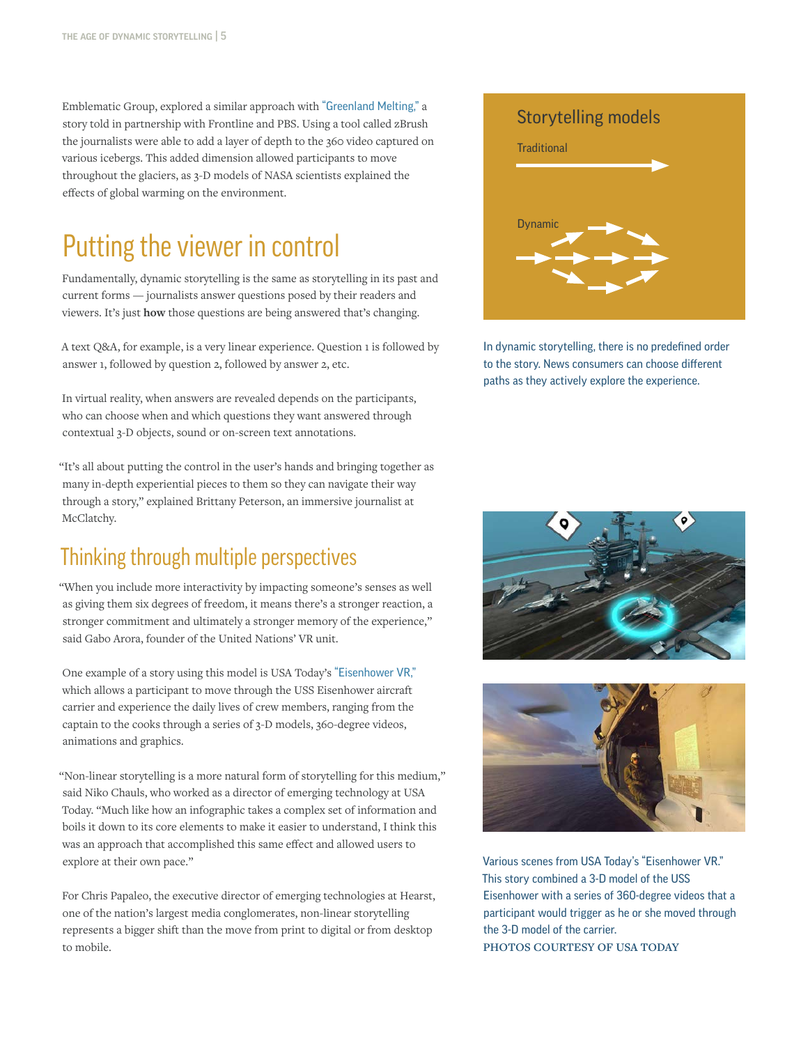Emblematic Group, explored a similar approach with "Greenland Melting," a story told in partnership with Frontline and PBS. Using a tool called zBrush the journalists were able to add a layer of depth to the 360 video captured on various icebergs. This added dimension allowed participants to move throughout the glaciers, as 3-D models of NASA scientists explained the effects of global warming on the environment.

## Putting the viewer in control

Fundamentally, dynamic storytelling is the same as storytelling in its past and current forms — journalists answer questions posed by their readers and viewers. It's just **how** those questions are being answered that's changing.

A text Q&A, for example, is a very linear experience. Question 1 is followed by answer 1, followed by question 2, followed by answer 2, etc.

In virtual reality, when answers are revealed depends on the participants, who can choose when and which questions they want answered through contextual 3-D objects, sound or on-screen text annotations.

"It's all about putting the control in the user's hands and bringing together as many in-depth experiential pieces to them so they can navigate their way through a story," explained Brittany Peterson, an immersive journalist at McClatchy.

### Storytelling models

Traditional

Dynamic

In dynamic storytelling, there is no predefined order to the story. News consumers can choose different paths as they actively explore the experience.

## Thinking through multiple perspectives

"When you include more interactivity by impacting someone's senses as well as giving them six degrees of freedom, it means there's a stronger reaction, a stronger commitment and ultimately a stronger memory of the experience," said Gabo Arora, founder of the United Nations' VR unit.

One example of a story using this model is USA Today's "Eisenhower VR," which allows a participant to move through the USS Eisenhower aircraft carrier and experience the daily lives of crew members, ranging from the captain to the cooks through a series of 3-D models, 360-degree videos, animations and graphics.

"Non-linear storytelling is a more natural form of storytelling for this medium," said Niko Chauls, who worked as a director of emerging technology at USA Today. "Much like how an infographic takes a complex set of information and boils it down to its core elements to make it easier to understand, I think this was an approach that accomplished this same effect and allowed users to explore at their own pace."

For Chris Papaleo, the executive director of emerging technologies at Hearst, one of the nation's largest media conglomerates, non-linear storytelling represents a bigger shift than the move from print to digital or from desktop to mobile.

Various scenes from USA Today's "Eisenhower VR." This story combined a 3-D model of the USS Eisenhower with a series of 360-degree videos that a participant would trigger as he or she moved through the 3-D model of the carrier.

PHOTOS COURTESY OF USA TODAY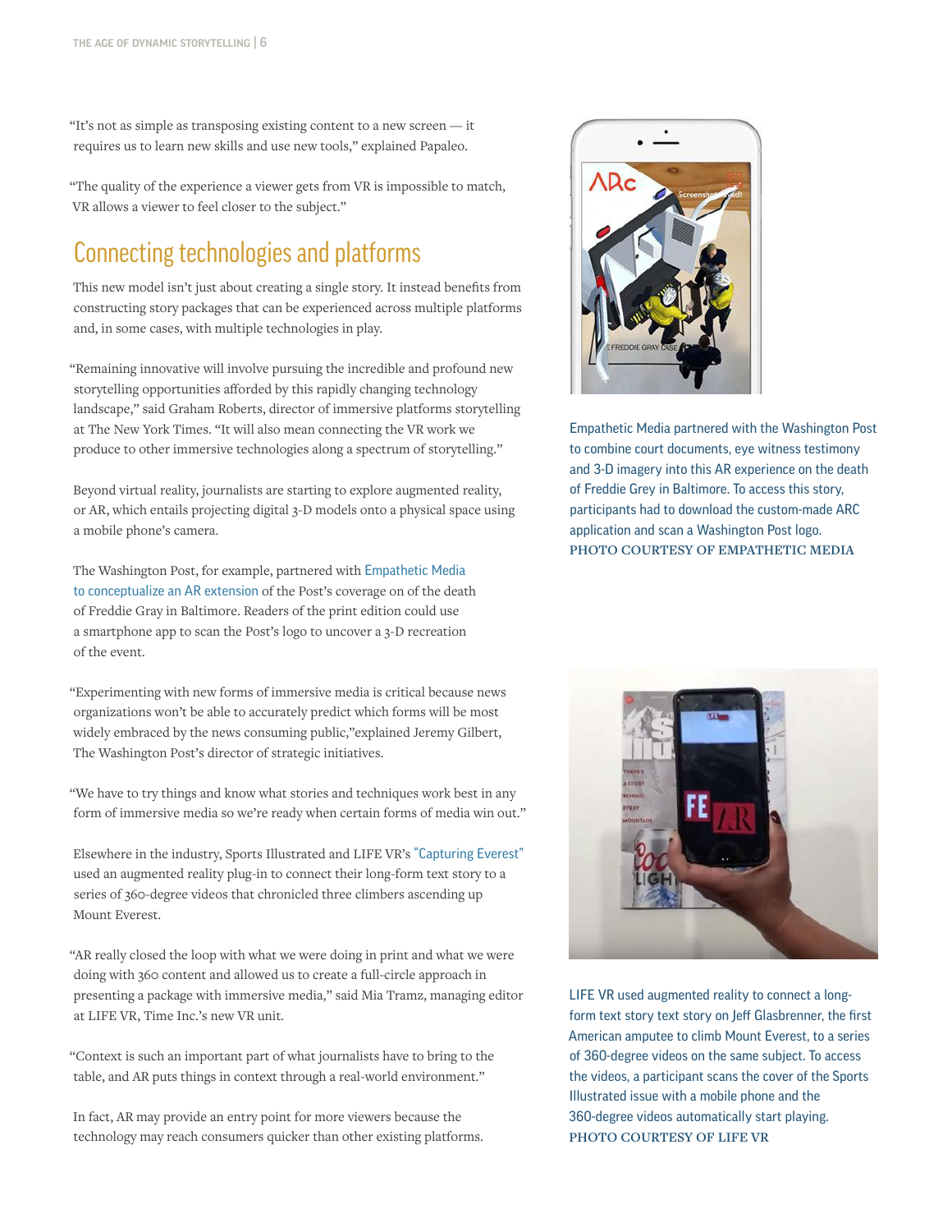"It's not as simple as transposing existing content to a new screen — it requires us to learn new skills and use new tools," explained Papaleo.

"The quality of the experience a viewer gets from VR is impossible to match, VR allows a viewer to feel closer to the subject."

## Connecting technologies and platforms

This new model isn't just about creating a single story. It instead benefits from constructing story packages that can be experienced across multiple platforms and, in some cases, with multiple technologies in play.

"Remaining innovative will involve pursuing the incredible and profound new storytelling opportunities afforded by this rapidly changing technology landscape," said Graham Roberts, director of immersive platforms storytelling at The New York Times. "It will also mean connecting the VR work we produce to other immersive technologies along a spectrum of storytelling."

Beyond virtual reality, journalists are starting to explore augmented reality, or AR, which entails projecting digital 3-D models onto a physical space using a mobile phone's camera.

The Washington Post, for example, partnered with Empathetic Media to conceptualize an AR extension of the Post's coverage on of the death of Freddie Gray in Baltimore. Readers of the print edition could use a smartphone app to scan the Post's logo to uncover a 3-D recreation of the event.

"Experimenting with new forms of immersive media is critical because news organizations won't be able to accurately predict which forms will be most widely embraced by the news consuming public,"explained Jeremy Gilbert, The Washington Post's director of strategic initiatives.

"We have to try things and know what stories and techniques work best in any form of immersive media so we're ready when certain forms of media win out."

Elsewhere in the industry, Sports Illustrated and LIFE VR's "Capturing Everest" used an augmented reality plug-in to connect their long-form text story to a series of 360-degree videos that chronicled three climbers ascending up Mount Everest.

"AR really closed the loop with what we were doing in print and what we were doing with 360 content and allowed us to create a full-circle approach in presenting a package with immersive media," said Mia Tramz, managing editor at LIFE VR, Time Inc.'s new VR unit.

"Context is such an important part of what journalists have to bring to the table, and AR puts things in context through a real-world environment."

In fact, AR may provide an entry point for more viewers because the technology may reach consumers quicker than other existing platforms.

Empathetic Media partnered with the Washington Post to combine court documents, eye witness testimony and 3-D imagery into this AR experience on the death of Freddie Grey in Baltimore. To access this story, participants had to download the custom-made ARC application and scan a Washington Post logo. PHOTO COURTESY OF EMPATHETIC MEDIA

LIFE VR used augmented reality to connect a long-form text story text story on Jeff Glasbrenner, the first American amputee to climb Mount Everest, to a series of 360-degree videos on the same subject. To access the videos, a participant scans the cover of the Sports Illustrated issue with a mobile phone and the 360-degree videos automatically start playing. PHOTO COURTESY OF LIFE VR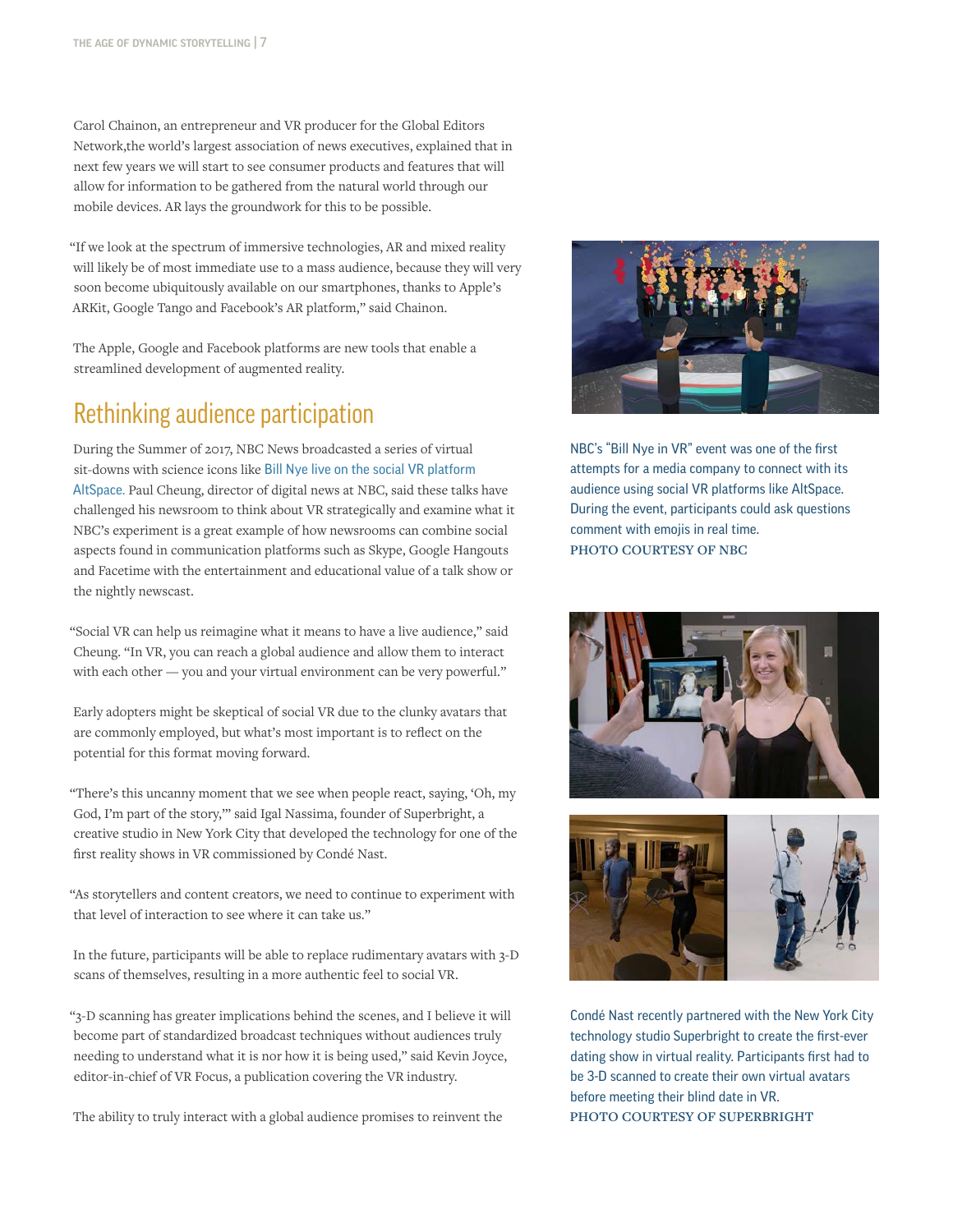Carol Chainon, an entrepreneur and VR producer for the Global Editors Network,the world's largest association of news executives, explained that in next few years we will start to see consumer products and features that will allow for information to be gathered from the natural world through our mobile devices. AR lays the groundwork for this to be possible.

"If we look at the spectrum of immersive technologies, AR and mixed reality will likely be of most immediate use to a mass audience, because they will very soon become ubiquitously available on our smartphones, thanks to Apple's ARKit, Google Tango and Facebook's AR platform," said Chainon.

The Apple, Google and Facebook platforms are new tools that enable a streamlined development of augmented reality.

## Rethinking audience participation

During the Summer of 2017, NBC News broadcasted a series of virtual sit-downs with science icons like Bill Nye live on the social VR platform AltSpace. Paul Cheung, director of digital news at NBC, said these talks have challenged his newsroom to think about VR strategically and examine what it NBC's experiment is a great example of how newsrooms can combine social aspects found in communication platforms such as Skype, Google Hangouts and Facetime with the entertainment and educational value of a talk show or the nightly newscast.

"Social VR can help us reimagine what it means to have a live audience," said Cheung. "In VR, you can reach a global audience and allow them to interact with each other — you and your virtual environment can be very powerful."

Early adopters might be skeptical of social VR due to the clunky avatars that are commonly employed, but what's most important is to reflect on the potential for this format moving forward.

"There's this uncanny moment that we see when people react, saying, 'Oh, my God, I'm part of the story,'" said Igal Nassima, founder of Superbright, a creative studio in New York City that developed the technology for one of the first reality shows in VR commissioned by Condé Nast.

"As storytellers and content creators, we need to continue to experiment with that level of interaction to see where it can take us."

In the future, participants will be able to replace rudimentary avatars with 3-D scans of themselves, resulting in a more authentic feel to social VR.

"3-D scanning has greater implications behind the scenes, and I believe it will become part of standardized broadcast techniques without audiences truly needing to understand what it is nor how it is being used," said Kevin Joyce, editor-in-chief of VR Focus, a publication covering the VR industry.

The ability to truly interact with a global audience promises to reinvent the

NBC's "Bill Nye in VR" event was one of the first attempts for a media company to connect with its audience using social VR platforms like AltSpace. During the event, participants could ask questions comment with emojis in real time.
PHOTO COURTESY OF NBC

Condé Nast recently partnered with the New York City technology studio Superbright to create the first-ever dating show in virtual reality. Participants first had to be 3-D scanned to create their own virtual avatars before meeting their blind date in VR.
PHOTO COURTESY OF SUPERBRIGHT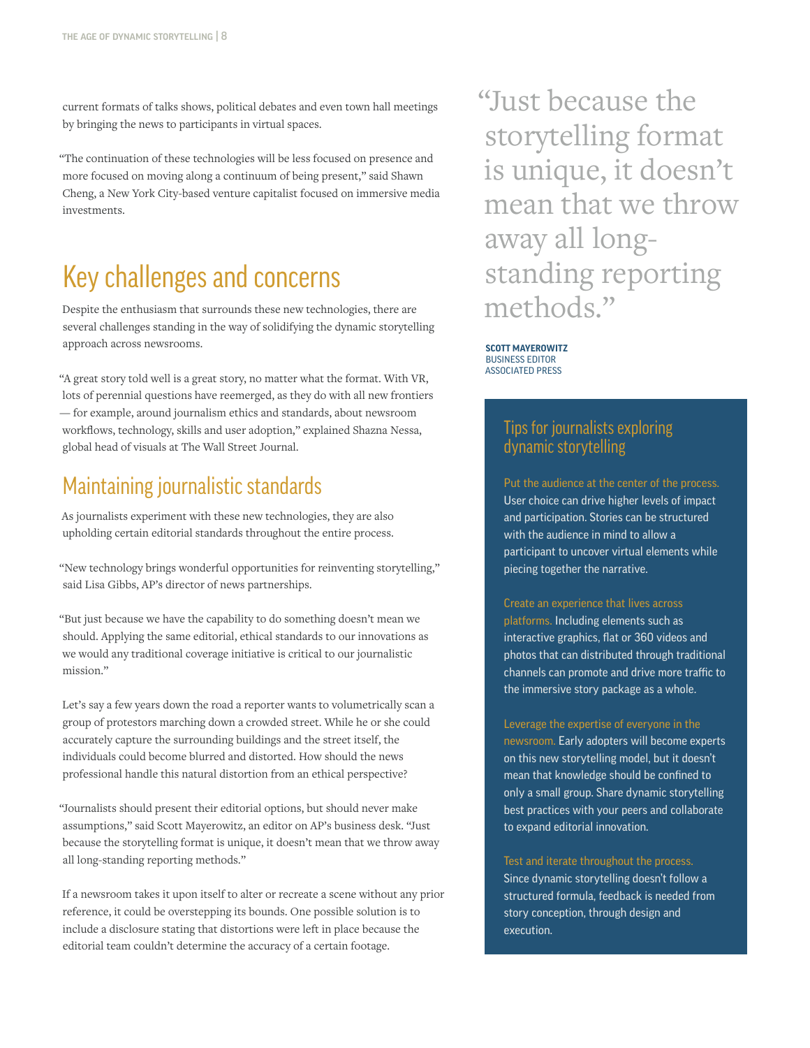current formats of talks shows, political debates and even town hall meetings by bringing the news to participants in virtual spaces.

"The continuation of these technologies will be less focused on presence and more focused on moving along a continuum of being present," said Shawn Cheng, a New York City-based venture capitalist focused on immersive media investments.

## Key challenges and concerns

Despite the enthusiasm that surrounds these new technologies, there are several challenges standing in the way of solidifying the dynamic storytelling approach across newsrooms.

"A great story told well is a great story, no matter what the format. With VR, lots of perennial questions have reemerged, as they do with all new frontiers — for example, around journalism ethics and standards, about newsroom workflows, technology, skills and user adoption," explained Shazna Nessa, global head of visuals at The Wall Street Journal.

### Maintaining journalistic standards

As journalists experiment with these new technologies, they are also upholding certain editorial standards throughout the entire process.

"New technology brings wonderful opportunities for reinventing storytelling," said Lisa Gibbs, AP's director of news partnerships.

"But just because we have the capability to do something doesn't mean we should. Applying the same editorial, ethical standards to our innovations as we would any traditional coverage initiative is critical to our journalistic mission."

Let's say a few years down the road a reporter wants to volumetrically scan a group of protestors marching down a crowded street. While he or she could accurately capture the surrounding buildings and the street itself, the individuals could become blurred and distorted. How should the news professional handle this natural distortion from an ethical perspective?

"Journalists should present their editorial options, but should never make assumptions," said Scott Mayerowitz, an editor on AP's business desk. "Just because the storytelling format is unique, it doesn't mean that we throw away all long-standing reporting methods."

If a newsroom takes it upon itself to alter or recreate a scene without any prior reference, it could be overstepping its bounds. One possible solution is to include a disclosure stating that distortions were left in place because the editorial team couldn't determine the accuracy of a certain footage.

> "Just because the storytelling format is unique, it doesn't mean that we throw away all long-standing reporting methods."
>
> **SCOTT MAYEROWITZ**
> BUSINESS EDITOR
> ASSOCIATED PRESS

### Tips for journalists exploring dynamic storytelling

**Put the audience at the center of the process.** User choice can drive higher levels of impact and participation. Stories can be structured with the audience in mind to allow a participant to uncover virtual elements while piecing together the narrative.

**Create an experience that lives across platforms.** Including elements such as interactive graphics, flat or 360 videos and photos that can distributed through traditional channels can promote and drive more traffic to the immersive story package as a whole.

**Leverage the expertise of everyone in the newsroom.** Early adopters will become experts on this new storytelling model, but it doesn't mean that knowledge should be confined to only a small group. Share dynamic storytelling best practices with your peers and collaborate to expand editorial innovation.

**Test and iterate throughout the process.** Since dynamic storytelling doesn't follow a structured formula, feedback is needed from story conception, through design and execution.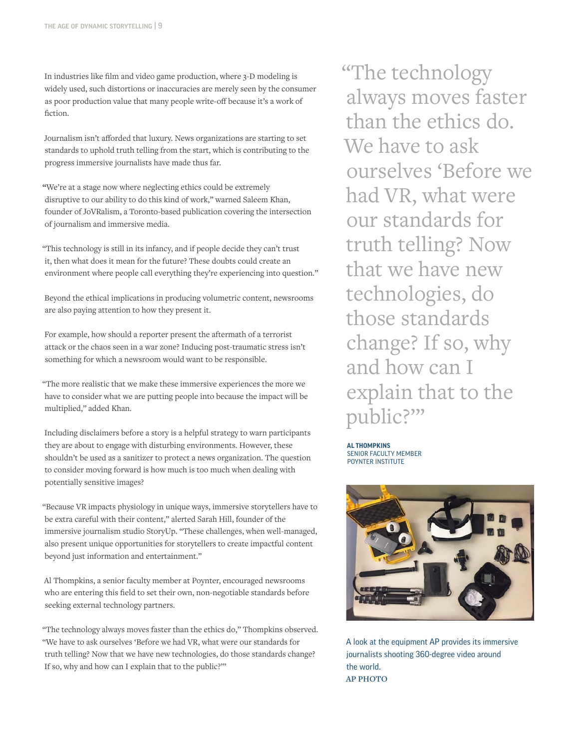In industries like film and video game production, where 3-D modeling is widely used, such distortions or inaccuracies are merely seen by the consumer as poor production value that many people write-off because it's a work of fiction.

Journalism isn't afforded that luxury. News organizations are starting to set standards to uphold truth telling from the start, which is contributing to the progress immersive journalists have made thus far.

"We're at a stage now where neglecting ethics could be extremely disruptive to our ability to do this kind of work," warned Saleem Khan, founder of JoVRalism, a Toronto-based publication covering the intersection of journalism and immersive media.

"This technology is still in its infancy, and if people decide they can't trust it, then what does it mean for the future? These doubts could create an environment where people call everything they're experiencing into question."

Beyond the ethical implications in producing volumetric content, newsrooms are also paying attention to how they present it.

For example, how should a reporter present the aftermath of a terrorist attack or the chaos seen in a war zone? Inducing post-traumatic stress isn't something for which a newsroom would want to be responsible.

"The more realistic that we make these immersive experiences the more we have to consider what we are putting people into because the impact will be multiplied," added Khan.

Including disclaimers before a story is a helpful strategy to warn participants they are about to engage with disturbing environments. However, these shouldn't be used as a sanitizer to protect a news organization. The question to consider moving forward is how much is too much when dealing with potentially sensitive images?

"Because VR impacts physiology in unique ways, immersive storytellers have to be extra careful with their content," alerted Sarah Hill, founder of the immersive journalism studio StoryUp. "These challenges, when well-managed, also present unique opportunities for storytellers to create impactful content beyond just information and entertainment."

Al Thompkins, a senior faculty member at Poynter, encouraged newsrooms who are entering this field to set their own, non-negotiable standards before seeking external technology partners.

"The technology always moves faster than the ethics do," Thompkins observed. "We have to ask ourselves 'Before we had VR, what were our standards for truth telling? Now that we have new technologies, do those standards change? If so, why and how can I explain that to the public?'"

> "The technology always moves faster than the ethics do. We have to ask ourselves 'Before we had VR, what were our standards for truth telling? Now that we have new technologies, do those standards change? If so, why and how can I explain that to the public?'"
>
> **AL THOMPKINS**
> SENIOR FACULTY MEMBER
> POYNTER INSTITUTE

A look at the equipment AP provides its immersive journalists shooting 360-degree video around the world.
AP PHOTO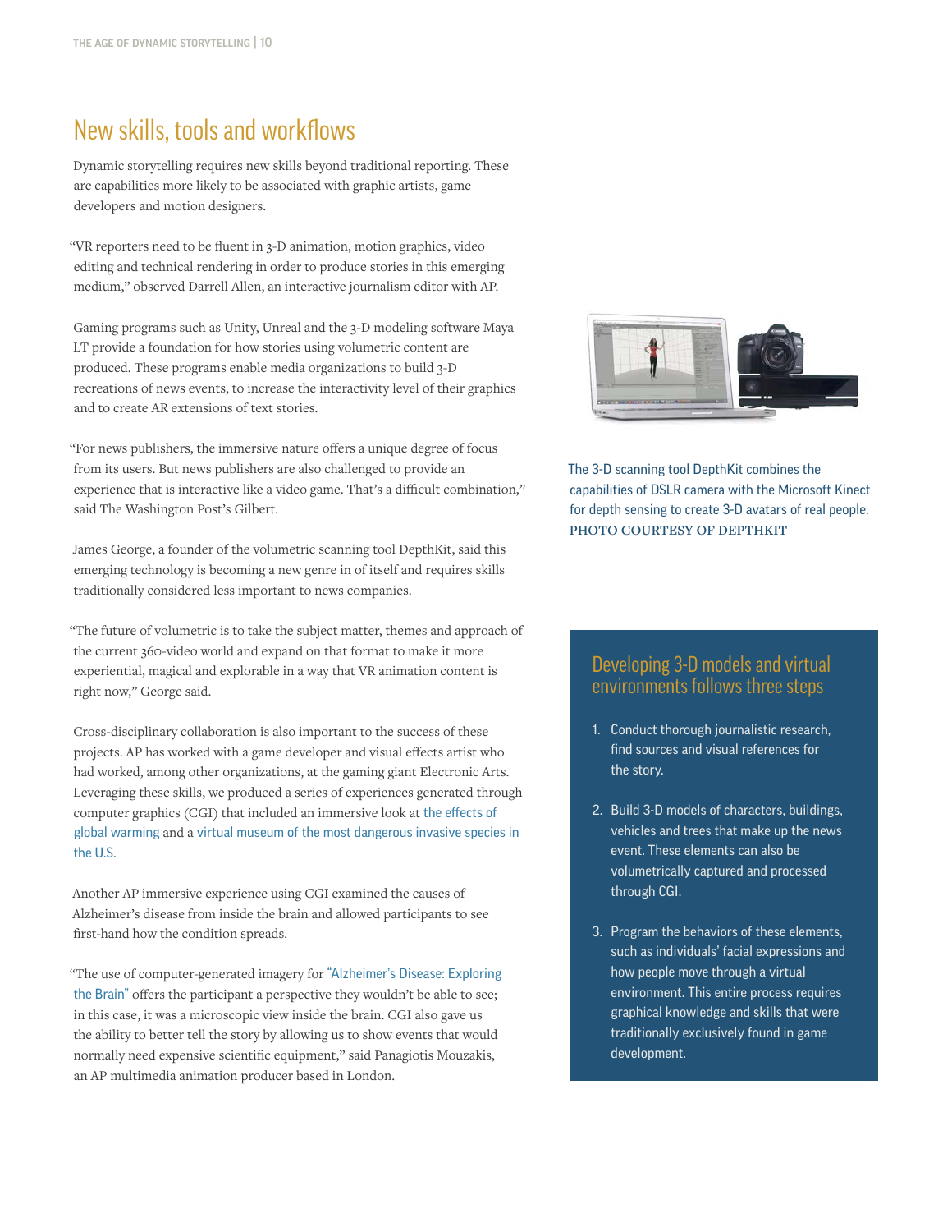## New skills, tools and workflows

Dynamic storytelling requires new skills beyond traditional reporting. These are capabilities more likely to be associated with graphic artists, game developers and motion designers.

"VR reporters need to be fluent in 3-D animation, motion graphics, video editing and technical rendering in order to produce stories in this emerging medium," observed Darrell Allen, an interactive journalism editor with AP.

Gaming programs such as Unity, Unreal and the 3-D modeling software Maya LT provide a foundation for how stories using volumetric content are produced. These programs enable media organizations to build 3-D recreations of news events, to increase the interactivity level of their graphics and to create AR extensions of text stories.

"For news publishers, the immersive nature offers a unique degree of focus from its users. But news publishers are also challenged to provide an experience that is interactive like a video game. That's a difficult combination," said The Washington Post's Gilbert.

James George, a founder of the volumetric scanning tool DepthKit, said this emerging technology is becoming a new genre in of itself and requires skills traditionally considered less important to news companies.

"The future of volumetric is to take the subject matter, themes and approach of the current 360-video world and expand on that format to make it more experiential, magical and explorable in a way that VR animation content is right now," George said.

Cross-disciplinary collaboration is also important to the success of these projects. AP has worked with a game developer and visual effects artist who had worked, among other organizations, at the gaming giant Electronic Arts. Leveraging these skills, we produced a series of experiences generated through computer graphics (CGI) that included an immersive look at the effects of global warming and a virtual museum of the most dangerous invasive species in the U.S.

Another AP immersive experience using CGI examined the causes of Alzheimer's disease from inside the brain and allowed participants to see first-hand how the condition spreads.

"The use of computer-generated imagery for "Alzheimer's Disease: Exploring the Brain" offers the participant a perspective they wouldn't be able to see; in this case, it was a microscopic view inside the brain. CGI also gave us the ability to better tell the story by allowing us to show events that would normally need expensive scientific equipment," said Panagiotis Mouzakis, an AP multimedia animation producer based in London.

The 3-D scanning tool DepthKit combines the capabilities of DSLR camera with the Microsoft Kinect for depth sensing to create 3-D avatars of real people. PHOTO COURTESY OF DEPTHKIT

### Developing 3-D models and virtual environments follows three steps

1. Conduct thorough journalistic research, find sources and visual references for the story.
2. Build 3-D models of characters, buildings, vehicles and trees that make up the news event. These elements can also be volumetrically captured and processed through CGI.
3. Program the behaviors of these elements, such as individuals' facial expressions and how people move through a virtual environment. This entire process requires graphical knowledge and skills that were traditionally exclusively found in game development.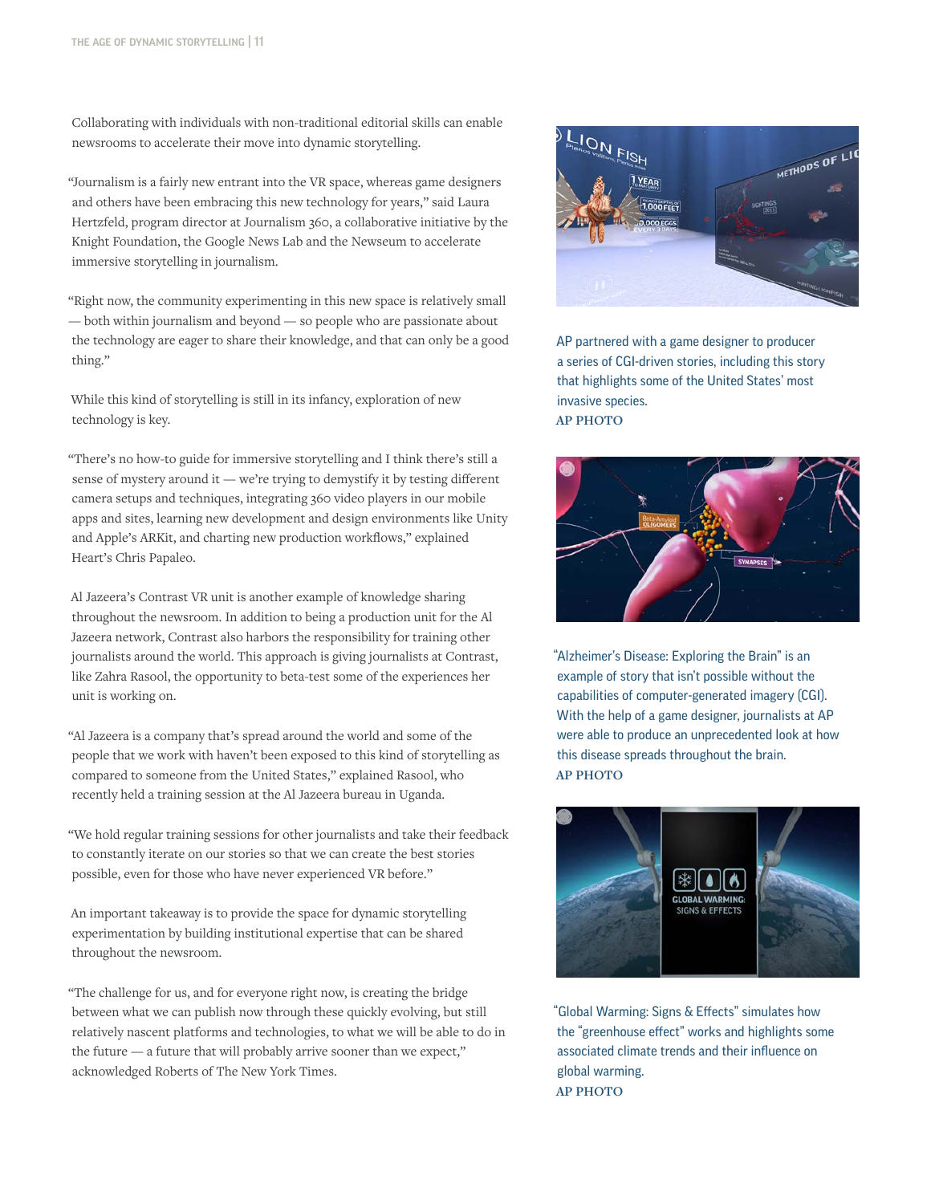Collaborating with individuals with non-traditional editorial skills can enable newsrooms to accelerate their move into dynamic storytelling.

"Journalism is a fairly new entrant into the VR space, whereas game designers and others have been embracing this new technology for years," said Laura Hertzfeld, program director at Journalism 360, a collaborative initiative by the Knight Foundation, the Google News Lab and the Newseum to accelerate immersive storytelling in journalism.

"Right now, the community experimenting in this new space is relatively small — both within journalism and beyond — so people who are passionate about the technology are eager to share their knowledge, and that can only be a good thing."

While this kind of storytelling is still in its infancy, exploration of new technology is key.

"There's no how-to guide for immersive storytelling and I think there's still a sense of mystery around it — we're trying to demystify it by testing different camera setups and techniques, integrating 360 video players in our mobile apps and sites, learning new development and design environments like Unity and Apple's ARKit, and charting new production workflows," explained Heart's Chris Papaleo.

Al Jazeera's Contrast VR unit is another example of knowledge sharing throughout the newsroom. In addition to being a production unit for the Al Jazeera network, Contrast also harbors the responsibility for training other journalists around the world. This approach is giving journalists at Contrast, like Zahra Rasool, the opportunity to beta-test some of the experiences her unit is working on.

"Al Jazeera is a company that's spread around the world and some of the people that we work with haven't been exposed to this kind of storytelling as compared to someone from the United States," explained Rasool, who recently held a training session at the Al Jazeera bureau in Uganda.

"We hold regular training sessions for other journalists and take their feedback to constantly iterate on our stories so that we can create the best stories possible, even for those who have never experienced VR before."

An important takeaway is to provide the space for dynamic storytelling experimentation by building institutional expertise that can be shared throughout the newsroom.

"The challenge for us, and for everyone right now, is creating the bridge between what we can publish now through these quickly evolving, but still relatively nascent platforms and technologies, to what we will be able to do in the future — a future that will probably arrive sooner than we expect," acknowledged Roberts of The New York Times.

AP partnered with a game designer to producer a series of CGI-driven stories, including this story that highlights some of the United States' most invasive species.
**AP PHOTO**

"Alzheimer's Disease: Exploring the Brain" is an example of story that isn't possible without the capabilities of computer-generated imagery (CGI). With the help of a game designer, journalists at AP were able to produce an unprecedented look at how this disease spreads throughout the brain.
**AP PHOTO**

"Global Warming: Signs & Effects" simulates how the "greenhouse effect" works and highlights some associated climate trends and their influence on global warming.
**AP PHOTO**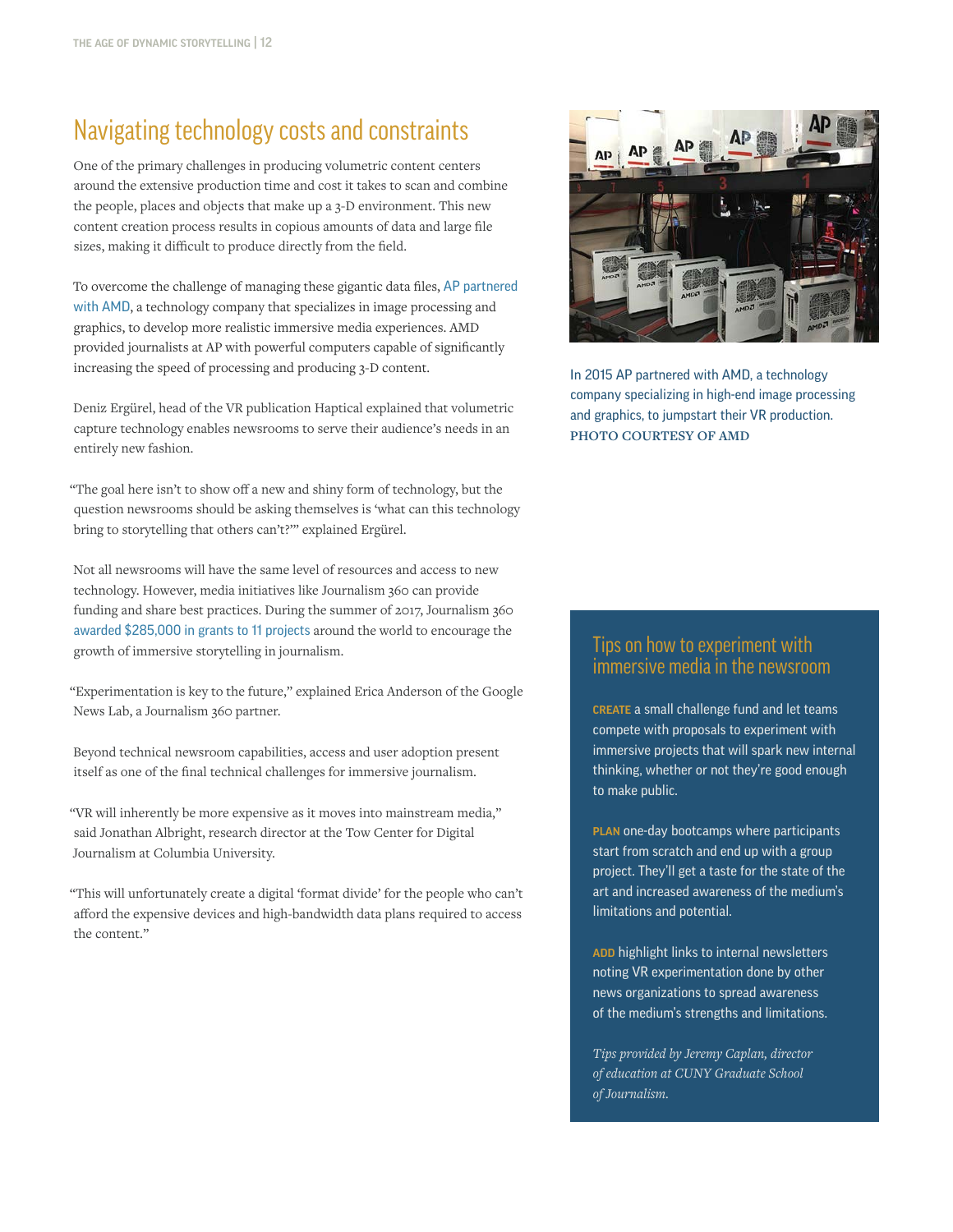## Navigating technology costs and constraints

One of the primary challenges in producing volumetric content centers around the extensive production time and cost it takes to scan and combine the people, places and objects that make up a 3-D environment. This new content creation process results in copious amounts of data and large file sizes, making it difficult to produce directly from the field.

To overcome the challenge of managing these gigantic data files, AP partnered with AMD, a technology company that specializes in image processing and graphics, to develop more realistic immersive media experiences. AMD provided journalists at AP with powerful computers capable of significantly increasing the speed of processing and producing 3-D content.

Deniz Ergürel, head of the VR publication Haptical explained that volumetric capture technology enables newsrooms to serve their audience's needs in an entirely new fashion.

"The goal here isn't to show off a new and shiny form of technology, but the question newsrooms should be asking themselves is 'what can this technology bring to storytelling that others can't?'" explained Ergürel.

Not all newsrooms will have the same level of resources and access to new technology. However, media initiatives like Journalism 360 can provide funding and share best practices. During the summer of 2017, Journalism 360 awarded $285,000 in grants to 11 projects around the world to encourage the growth of immersive storytelling in journalism.

"Experimentation is key to the future," explained Erica Anderson of the Google News Lab, a Journalism 360 partner.

Beyond technical newsroom capabilities, access and user adoption present itself as one of the final technical challenges for immersive journalism.

"VR will inherently be more expensive as it moves into mainstream media," said Jonathan Albright, research director at the Tow Center for Digital Journalism at Columbia University.

"This will unfortunately create a digital 'format divide' for the people who can't afford the expensive devices and high-bandwidth data plans required to access the content."

In 2015 AP partnered with AMD, a technology company specializing in high-end image processing and graphics, to jumpstart their VR production. PHOTO COURTESY OF AMD

### Tips on how to experiment with immersive media in the newsroom

**CREATE** a small challenge fund and let teams compete with proposals to experiment with immersive projects that will spark new internal thinking, whether or not they're good enough to make public.

**PLAN** one-day bootcamps where participants start from scratch and end up with a group project. They'll get a taste for the state of the art and increased awareness of the medium's limitations and potential.

**ADD** highlight links to internal newsletters noting VR experimentation done by other news organizations to spread awareness of the medium's strengths and limitations.

*Tips provided by Jeremy Caplan, director of education at CUNY Graduate School of Journalism.*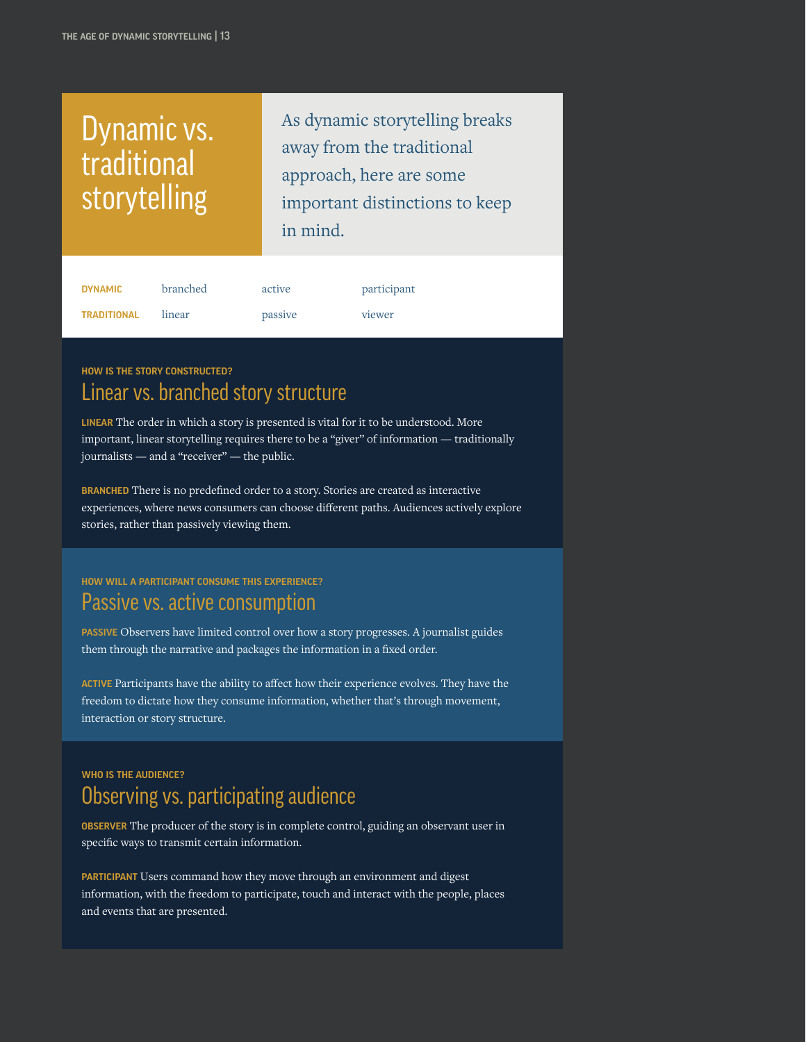# Dynamic vs. traditional storytelling

As dynamic storytelling breaks away from the traditional approach, here are some important distinctions to keep in mind.

| | | | |
|---|---|---|---|
| **DYNAMIC** | branched | active | participant |
| **TRADITIONAL** | linear | passive | viewer |

**HOW IS THE STORY CONSTRUCTED?**

## Linear vs. branched story structure

**LINEAR** The order in which a story is presented is vital for it to be understood. More important, linear storytelling requires there to be a "giver" of information — traditionally journalists — and a "receiver" — the public.

**BRANCHED** There is no predefined order to a story. Stories are created as interactive experiences, where news consumers can choose different paths. Audiences actively explore stories, rather than passively viewing them.

**HOW WILL A PARTICIPANT CONSUME THIS EXPERIENCE?**

## Passive vs. active consumption

**PASSIVE** Observers have limited control over how a story progresses. A journalist guides them through the narrative and packages the information in a fixed order.

**ACTIVE** Participants have the ability to affect how their experience evolves. They have the freedom to dictate how they consume information, whether that's through movement, interaction or story structure.

**WHO IS THE AUDIENCE?**

## Observing vs. participating audience

**OBSERVER** The producer of the story is in complete control, guiding an observant user in specific ways to transmit certain information.

**PARTICIPANT** Users command how they move through an environment and digest information, with the freedom to participate, touch and interact with the people, places and events that are presented.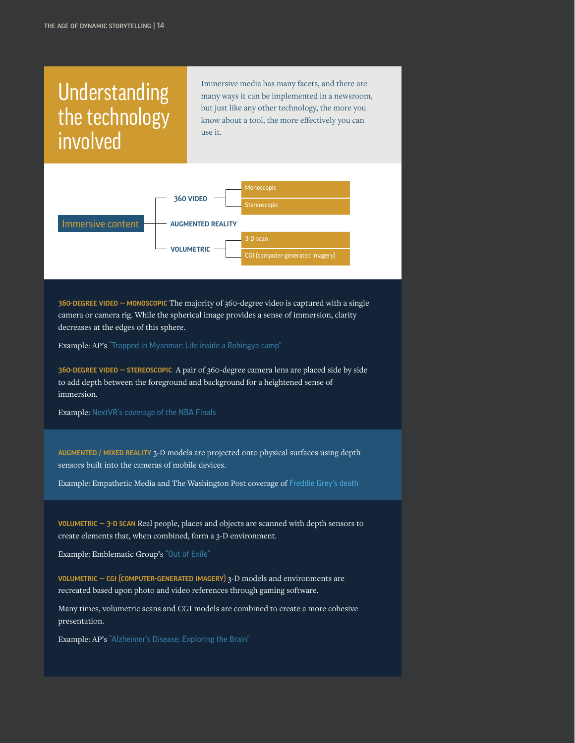# Understanding the technology involved

Immersive media has many facets, and there are many ways it can be implemented in a newsroom, but just like any other technology, the more you know about a tool, the more effectively you can use it.

- Immersive content
  - 360 VIDEO
    - Monoscopic
    - Stereoscopic
  - AUGMENTED REALITY
  - VOLUMETRIC
    - 3-D scan
    - CGI (computer-generated imagery)

**360-DEGREE VIDEO — MONOSCOPIC** The majority of 360-degree video is captured with a single camera or camera rig. While the spherical image provides a sense of immersion, clarity decreases at the edges of this sphere.

Example: AP's "Trapped in Myanmar: Life inside a Rohingya camp"

**360-DEGREE VIDEO — STEREOSCOPIC** A pair of 360-degree camera lens are placed side by side to add depth between the foreground and background for a heightened sense of immersion.

Example: NextVR's coverage of the NBA Finals

**AUGMENTED / MIXED REALITY** 3-D models are projected onto physical surfaces using depth sensors built into the cameras of mobile devices.

Example: Empathetic Media and The Washington Post coverage of Freddie Grey's death

**VOLUMETRIC — 3-D SCAN** Real people, places and objects are scanned with depth sensors to create elements that, when combined, form a 3-D environment.

Example: Emblematic Group's "Out of Exile"

**VOLUMETRIC — CGI (COMPUTER-GENERATED IMAGERY)** 3-D models and environments are recreated based upon photo and video references through gaming software.

Many times, volumetric scans and CGI models are combined to create a more cohesive presentation.

Example: AP's "Alzheimer's Disease: Exploring the Brain"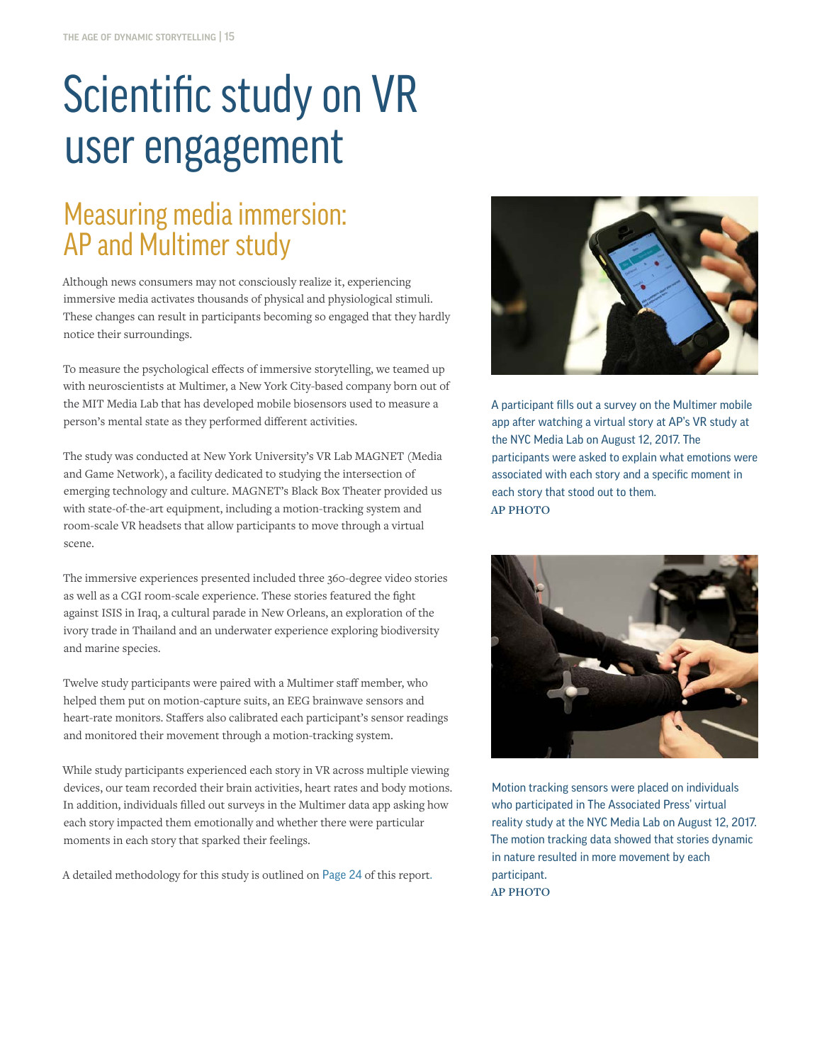# Scientific study on VR user engagement

## Measuring media immersion: AP and Multimer study

Although news consumers may not consciously realize it, experiencing immersive media activates thousands of physical and physiological stimuli. These changes can result in participants becoming so engaged that they hardly notice their surroundings.

To measure the psychological effects of immersive storytelling, we teamed up with neuroscientists at Multimer, a New York City-based company born out of the MIT Media Lab that has developed mobile biosensors used to measure a person's mental state as they performed different activities.

The study was conducted at New York University's VR Lab MAGNET (Media and Game Network), a facility dedicated to studying the intersection of emerging technology and culture. MAGNET's Black Box Theater provided us with state-of-the-art equipment, including a motion-tracking system and room-scale VR headsets that allow participants to move through a virtual scene.

The immersive experiences presented included three 360-degree video stories as well as a CGI room-scale experience. These stories featured the fight against ISIS in Iraq, a cultural parade in New Orleans, an exploration of the ivory trade in Thailand and an underwater experience exploring biodiversity and marine species.

Twelve study participants were paired with a Multimer staff member, who helped them put on motion-capture suits, an EEG brainwave sensors and heart-rate monitors. Staffers also calibrated each participant's sensor readings and monitored their movement through a motion-tracking system.

While study participants experienced each story in VR across multiple viewing devices, our team recorded their brain activities, heart rates and body motions. In addition, individuals filled out surveys in the Multimer data app asking how each story impacted them emotionally and whether there were particular moments in each story that sparked their feelings.

A detailed methodology for this study is outlined on Page 24 of this report.

A participant fills out a survey on the Multimer mobile app after watching a virtual story at AP's VR study at the NYC Media Lab on August 12, 2017. The participants were asked to explain what emotions were associated with each story and a specific moment in each story that stood out to them.
AP PHOTO

Motion tracking sensors were placed on individuals who participated in The Associated Press' virtual reality study at the NYC Media Lab on August 12, 2017. The motion tracking data showed that stories dynamic in nature resulted in more movement by each participant.
AP PHOTO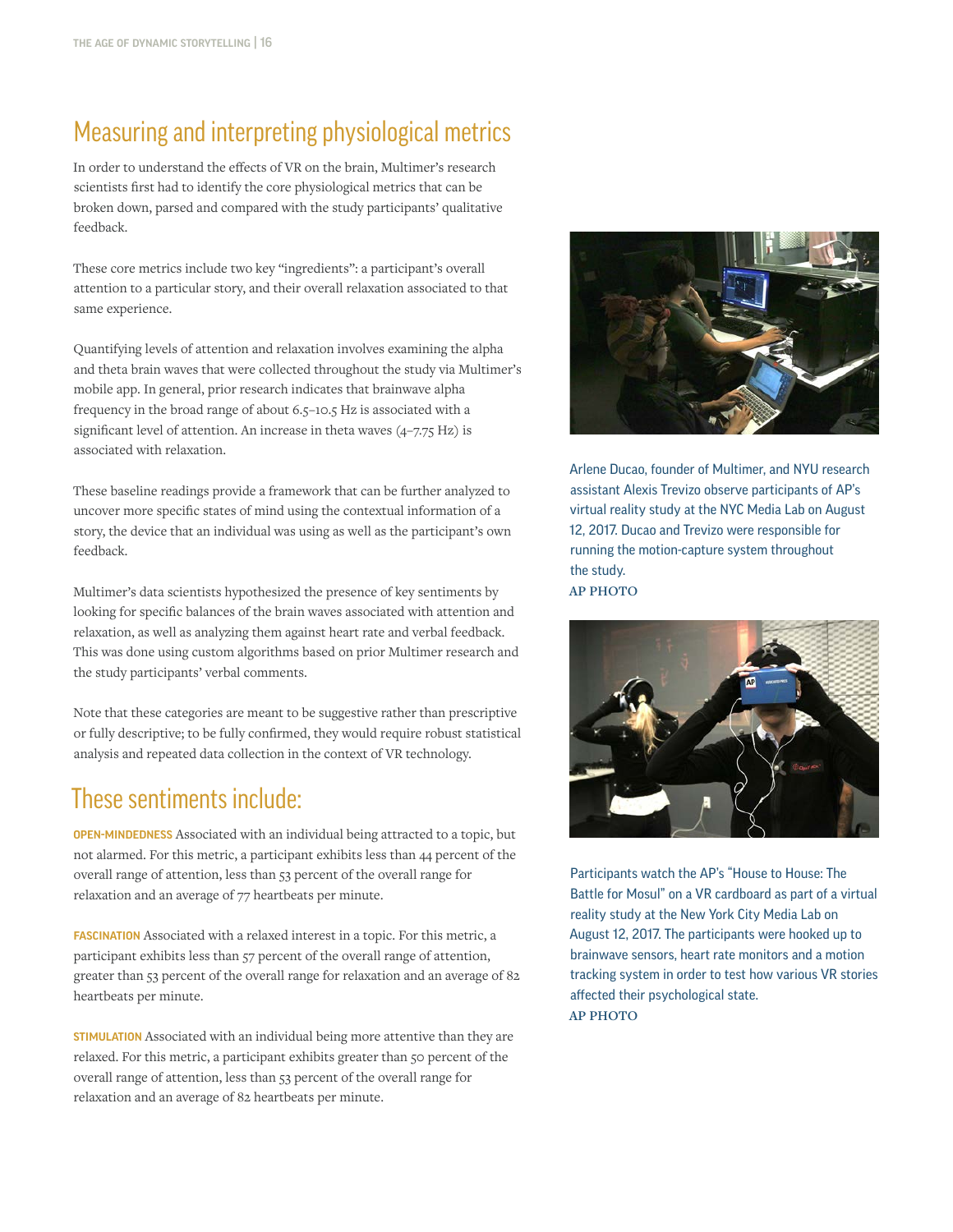## Measuring and interpreting physiological metrics

In order to understand the effects of VR on the brain, Multimer's research scientists first had to identify the core physiological metrics that can be broken down, parsed and compared with the study participants' qualitative feedback.

These core metrics include two key "ingredients": a participant's overall attention to a particular story, and their overall relaxation associated to that same experience.

Quantifying levels of attention and relaxation involves examining the alpha and theta brain waves that were collected throughout the study via Multimer's mobile app. In general, prior research indicates that brainwave alpha frequency in the broad range of about 6.5–10.5 Hz is associated with a significant level of attention. An increase in theta waves (4–7.75 Hz) is associated with relaxation.

These baseline readings provide a framework that can be further analyzed to uncover more specific states of mind using the contextual information of a story, the device that an individual was using as well as the participant's own feedback.

Multimer's data scientists hypothesized the presence of key sentiments by looking for specific balances of the brain waves associated with attention and relaxation, as well as analyzing them against heart rate and verbal feedback. This was done using custom algorithms based on prior Multimer research and the study participants' verbal comments.

Note that these categories are meant to be suggestive rather than prescriptive or fully descriptive; to be fully confirmed, they would require robust statistical analysis and repeated data collection in the context of VR technology.

## These sentiments include:

**OPEN-MINDEDNESS** Associated with an individual being attracted to a topic, but not alarmed. For this metric, a participant exhibits less than 44 percent of the overall range of attention, less than 53 percent of the overall range for relaxation and an average of 77 heartbeats per minute.

**FASCINATION** Associated with a relaxed interest in a topic. For this metric, a participant exhibits less than 57 percent of the overall range of attention, greater than 53 percent of the overall range for relaxation and an average of 82 heartbeats per minute.

**STIMULATION** Associated with an individual being more attentive than they are relaxed. For this metric, a participant exhibits greater than 50 percent of the overall range of attention, less than 53 percent of the overall range for relaxation and an average of 82 heartbeats per minute.

Arlene Ducao, founder of Multimer, and NYU research assistant Alexis Trevizo observe participants of AP's virtual reality study at the NYC Media Lab on August 12, 2017. Ducao and Trevizo were responsible for running the motion-capture system throughout the study.
AP PHOTO

Participants watch the AP's "House to House: The Battle for Mosul" on a VR cardboard as part of a virtual reality study at the New York City Media Lab on August 12, 2017. The participants were hooked up to brainwave sensors, heart rate monitors and a motion tracking system in order to test how various VR stories affected their psychological state.
AP PHOTO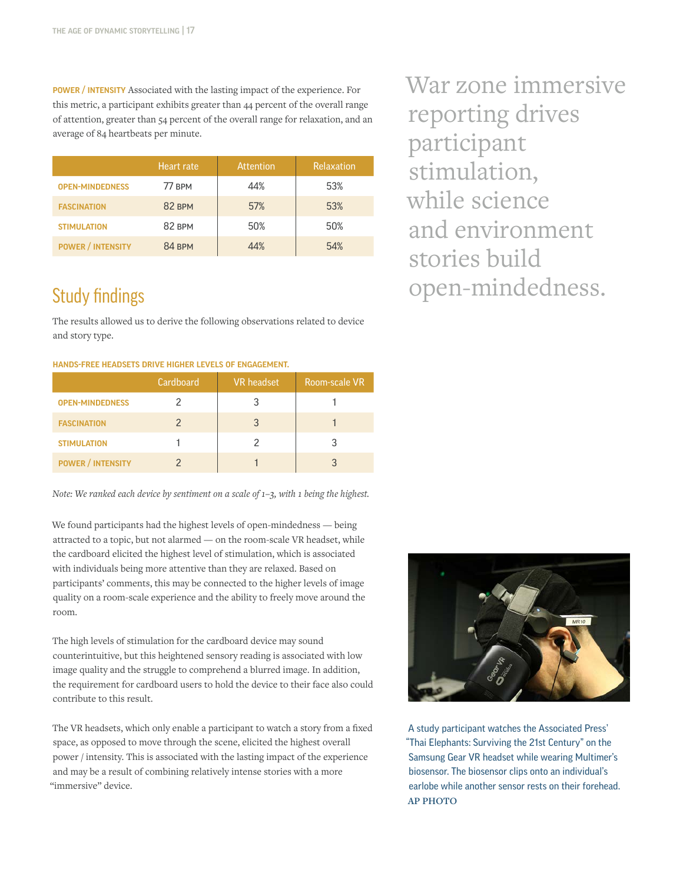**POWER / INTENSITY** Associated with the lasting impact of the experience. For this metric, a participant exhibits greater than 44 percent of the overall range of attention, greater than 54 percent of the overall range for relaxation, and an average of 84 heartbeats per minute.

| | Heart rate | Attention | Relaxation |
|---|---|---|---|
| OPEN-MINDEDNESS | 77 BPM | 44% | 53% |
| FASCINATION | 82 BPM | 57% | 53% |
| STIMULATION | 82 BPM | 50% | 50% |
| POWER / INTENSITY | 84 BPM | 44% | 54% |

War zone immersive reporting drives participant stimulation, while science and environment stories build open-mindedness.

## Study findings

The results allowed us to derive the following observations related to device and story type.

**HANDS-FREE HEADSETS DRIVE HIGHER LEVELS OF ENGAGEMENT.**

| | Cardboard | VR headset | Room-scale VR |
|---|---|---|---|
| OPEN-MINDEDNESS | 2 | 3 | 1 |
| FASCINATION | 2 | 3 | 1 |
| STIMULATION | 1 | 2 | 3 |
| POWER / INTENSITY | 2 | 1 | 3 |

*Note: We ranked each device by sentiment on a scale of 1–3, with 1 being the highest.*

We found participants had the highest levels of open-mindedness — being attracted to a topic, but not alarmed — on the room-scale VR headset, while the cardboard elicited the highest level of stimulation, which is associated with individuals being more attentive than they are relaxed. Based on participants' comments, this may be connected to the higher levels of image quality on a room-scale experience and the ability to freely move around the room.

The high levels of stimulation for the cardboard device may sound counterintuitive, but this heightened sensory reading is associated with low image quality and the struggle to comprehend a blurred image. In addition, the requirement for cardboard users to hold the device to their face also could contribute to this result.

The VR headsets, which only enable a participant to watch a story from a fixed space, as opposed to move through the scene, elicited the highest overall power / intensity. This is associated with the lasting impact of the experience and may be a result of combining relatively intense stories with a more "immersive" device.

A study participant watches the Associated Press' "Thai Elephants: Surviving the 21st Century" on the Samsung Gear VR headset while wearing Multimer's biosensor. The biosensor clips onto an individual's earlobe while another sensor rests on their forehead. AP PHOTO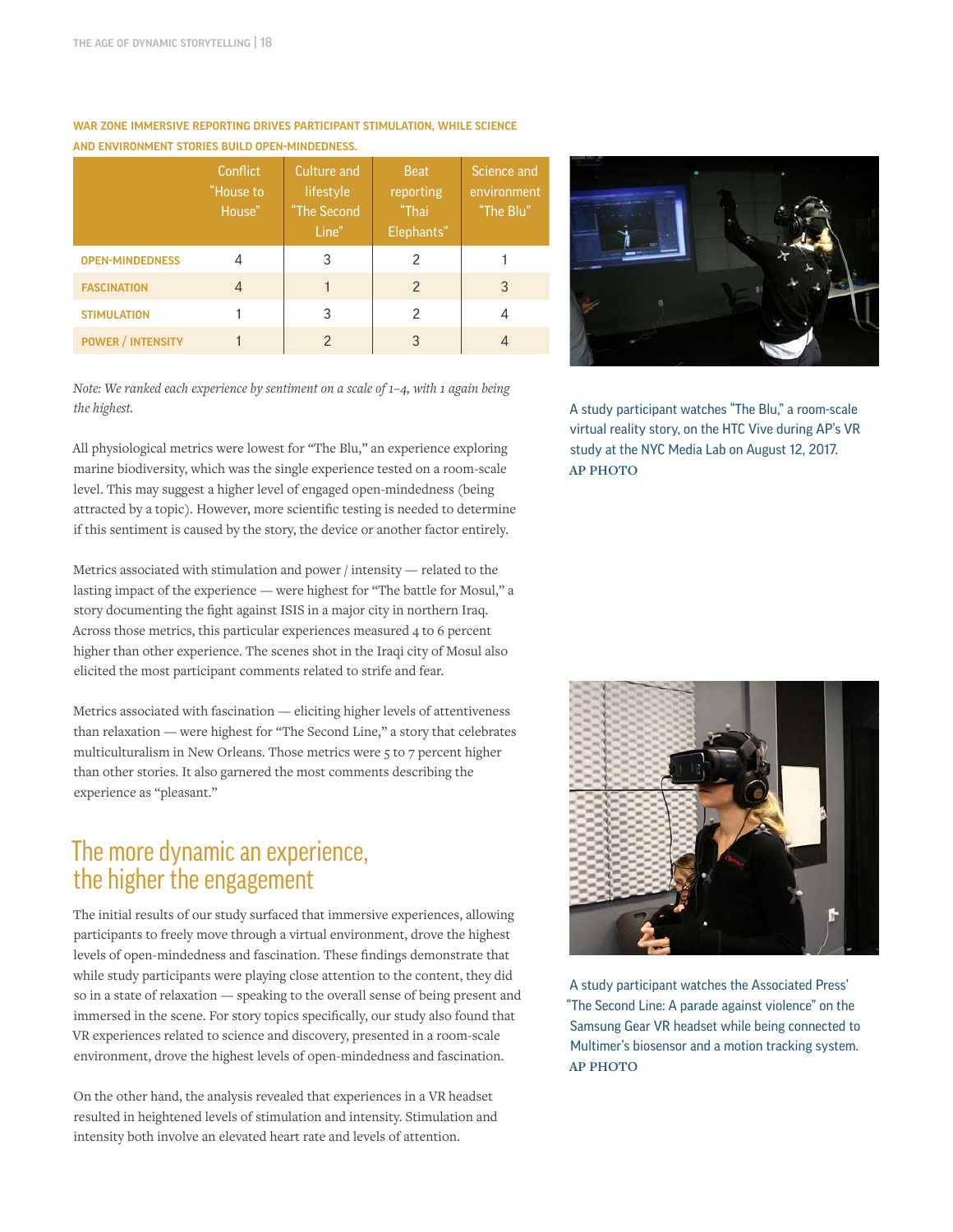**WAR ZONE IMMERSIVE REPORTING DRIVES PARTICIPANT STIMULATION, WHILE SCIENCE AND ENVIRONMENT STORIES BUILD OPEN-MINDEDNESS.**

| | Conflict "House to House" | Culture and lifestyle "The Second Line" | Beat reporting "Thai Elephants" | Science and environment "The Blu" |
|---|---|---|---|---|
| **OPEN-MINDEDNESS** | 4 | 3 | 2 | 1 |
| **FASCINATION** | 4 | 1 | 2 | 3 |
| **STIMULATION** | 1 | 3 | 2 | 4 |
| **POWER / INTENSITY** | 1 | 2 | 3 | 4 |

*Note: We ranked each experience by sentiment on a scale of 1–4, with 1 again being the highest.*

All physiological metrics were lowest for "The Blu," an experience exploring marine biodiversity, which was the single experience tested on a room-scale level. This may suggest a higher level of engaged open-mindedness (being attracted by a topic). However, more scientific testing is needed to determine if this sentiment is caused by the story, the device or another factor entirely.

Metrics associated with stimulation and power / intensity — related to the lasting impact of the experience — were highest for "The battle for Mosul," a story documenting the fight against ISIS in a major city in northern Iraq. Across those metrics, this particular experiences measured 4 to 6 percent higher than other experience. The scenes shot in the Iraqi city of Mosul also elicited the most participant comments related to strife and fear.

Metrics associated with fascination — eliciting higher levels of attentiveness than relaxation — were highest for "The Second Line," a story that celebrates multiculturalism in New Orleans. Those metrics were 5 to 7 percent higher than other stories. It also garnered the most comments describing the experience as "pleasant."

## The more dynamic an experience, the higher the engagement

The initial results of our study surfaced that immersive experiences, allowing participants to freely move through a virtual environment, drove the highest levels of open-mindedness and fascination. These findings demonstrate that while study participants were playing close attention to the content, they did so in a state of relaxation — speaking to the overall sense of being present and immersed in the scene. For story topics specifically, our study also found that VR experiences related to science and discovery, presented in a room-scale environment, drove the highest levels of open-mindedness and fascination.

On the other hand, the analysis revealed that experiences in a VR headset resulted in heightened levels of stimulation and intensity. Stimulation and intensity both involve an elevated heart rate and levels of attention.

A study participant watches "The Blu," a room-scale virtual reality story, on the HTC Vive during AP's VR study at the NYC Media Lab on August 12, 2017. AP PHOTO

A study participant watches the Associated Press' "The Second Line: A parade against violence" on the Samsung Gear VR headset while being connected to Multimer's biosensor and a motion tracking system. AP PHOTO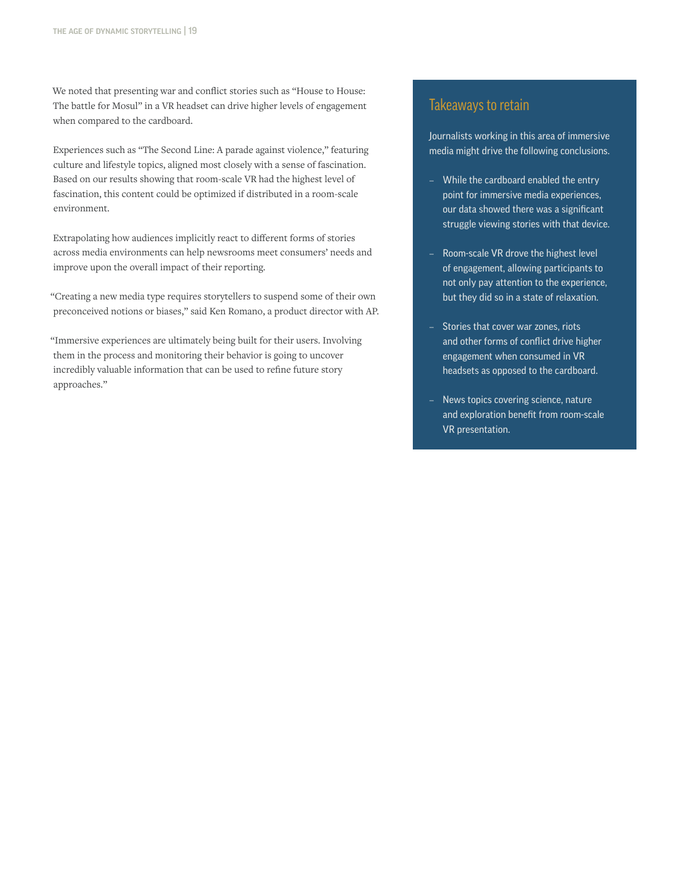We noted that presenting war and conflict stories such as "House to House: The battle for Mosul" in a VR headset can drive higher levels of engagement when compared to the cardboard.

Experiences such as "The Second Line: A parade against violence," featuring culture and lifestyle topics, aligned most closely with a sense of fascination. Based on our results showing that room-scale VR had the highest level of fascination, this content could be optimized if distributed in a room-scale environment.

Extrapolating how audiences implicitly react to different forms of stories across media environments can help newsrooms meet consumers' needs and improve upon the overall impact of their reporting.

"Creating a new media type requires storytellers to suspend some of their own preconceived notions or biases," said Ken Romano, a product director with AP.

"Immersive experiences are ultimately being built for their users. Involving them in the process and monitoring their behavior is going to uncover incredibly valuable information that can be used to refine future story approaches."

## Takeaways to retain

Journalists working in this area of immersive media might drive the following conclusions.

- While the cardboard enabled the entry point for immersive media experiences, our data showed there was a significant struggle viewing stories with that device.
- Room-scale VR drove the highest level of engagement, allowing participants to not only pay attention to the experience, but they did so in a state of relaxation.
- Stories that cover war zones, riots and other forms of conflict drive higher engagement when consumed in VR headsets as opposed to the cardboard.
- News topics covering science, nature and exploration benefit from room-scale VR presentation.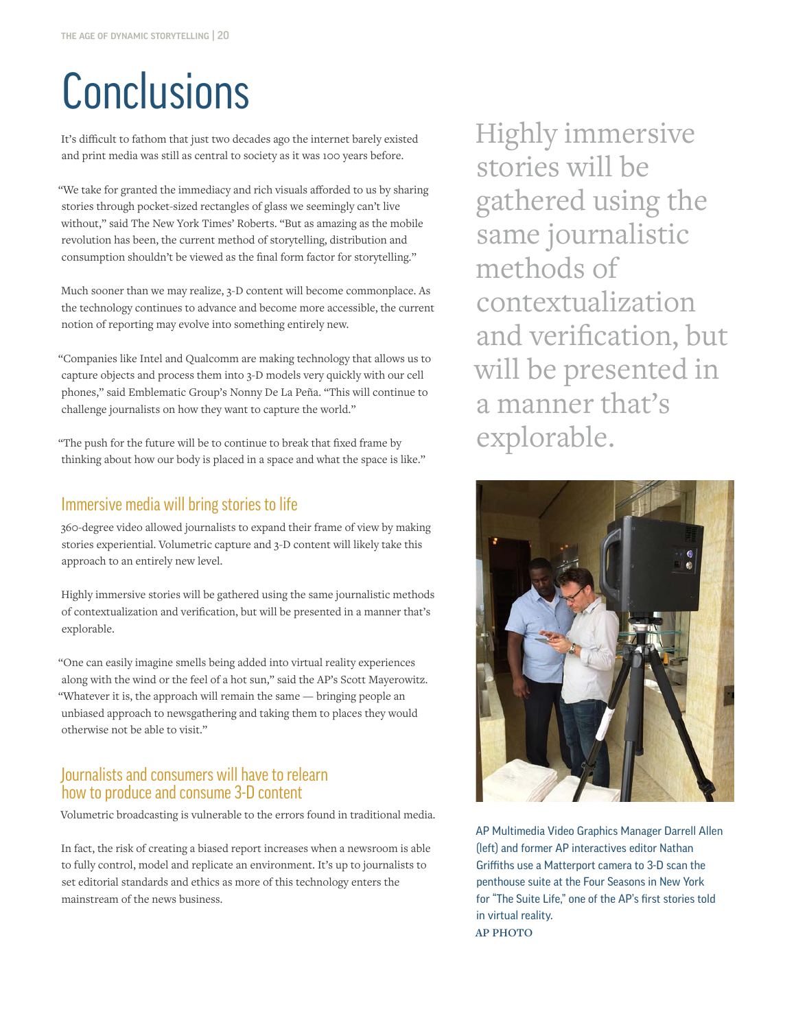# Conclusions

It's difficult to fathom that just two decades ago the internet barely existed and print media was still as central to society as it was 100 years before.

"We take for granted the immediacy and rich visuals afforded to us by sharing stories through pocket-sized rectangles of glass we seemingly can't live without," said The New York Times' Roberts. "But as amazing as the mobile revolution has been, the current method of storytelling, distribution and consumption shouldn't be viewed as the final form factor for storytelling."

Much sooner than we may realize, 3-D content will become commonplace. As the technology continues to advance and become more accessible, the current notion of reporting may evolve into something entirely new.

"Companies like Intel and Qualcomm are making technology that allows us to capture objects and process them into 3-D models very quickly with our cell phones," said Emblematic Group's Nonny De La Peña. "This will continue to challenge journalists on how they want to capture the world."

"The push for the future will be to continue to break that fixed frame by thinking about how our body is placed in a space and what the space is like."

## Immersive media will bring stories to life

360-degree video allowed journalists to expand their frame of view by making stories experiential. Volumetric capture and 3-D content will likely take this approach to an entirely new level.

Highly immersive stories will be gathered using the same journalistic methods of contextualization and verification, but will be presented in a manner that's explorable.

"One can easily imagine smells being added into virtual reality experiences along with the wind or the feel of a hot sun," said the AP's Scott Mayerowitz. "Whatever it is, the approach will remain the same — bringing people an unbiased approach to newsgathering and taking them to places they would otherwise not be able to visit."

## Journalists and consumers will have to relearn how to produce and consume 3-D content

Volumetric broadcasting is vulnerable to the errors found in traditional media.

In fact, the risk of creating a biased report increases when a newsroom is able to fully control, model and replicate an environment. It's up to journalists to set editorial standards and ethics as more of this technology enters the mainstream of the news business.

> Highly immersive stories will be gathered using the same journalistic methods of contextualization and verification, but will be presented in a manner that's explorable.

AP Multimedia Video Graphics Manager Darrell Allen (left) and former AP interactives editor Nathan Griffiths use a Matterport camera to 3-D scan the penthouse suite at the Four Seasons in New York for "The Suite Life," one of the AP's first stories told in virtual reality.
AP PHOTO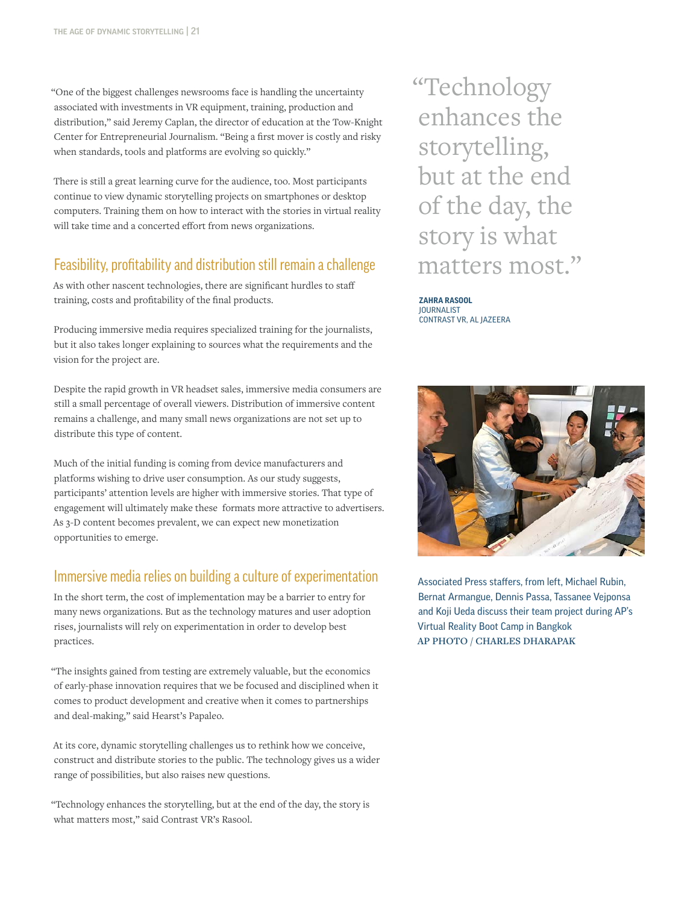"One of the biggest challenges newsrooms face is handling the uncertainty associated with investments in VR equipment, training, production and distribution," said Jeremy Caplan, the director of education at the Tow-Knight Center for Entrepreneurial Journalism. "Being a first mover is costly and risky when standards, tools and platforms are evolving so quickly."

There is still a great learning curve for the audience, too. Most participants continue to view dynamic storytelling projects on smartphones or desktop computers. Training them on how to interact with the stories in virtual reality will take time and a concerted effort from news organizations.

## Feasibility, profitability and distribution still remain a challenge

As with other nascent technologies, there are significant hurdles to staff training, costs and profitability of the final products.

Producing immersive media requires specialized training for the journalists, but it also takes longer explaining to sources what the requirements and the vision for the project are.

Despite the rapid growth in VR headset sales, immersive media consumers are still a small percentage of overall viewers. Distribution of immersive content remains a challenge, and many small news organizations are not set up to distribute this type of content.

Much of the initial funding is coming from device manufacturers and platforms wishing to drive user consumption. As our study suggests, participants' attention levels are higher with immersive stories. That type of engagement will ultimately make these formats more attractive to advertisers. As 3-D content becomes prevalent, we can expect new monetization opportunities to emerge.

## Immersive media relies on building a culture of experimentation

In the short term, the cost of implementation may be a barrier to entry for many news organizations. But as the technology matures and user adoption rises, journalists will rely on experimentation in order to develop best practices.

"The insights gained from testing are extremely valuable, but the economics of early-phase innovation requires that we be focused and disciplined when it comes to product development and creative when it comes to partnerships and deal-making," said Hearst's Papaleo.

At its core, dynamic storytelling challenges us to rethink how we conceive, construct and distribute stories to the public. The technology gives us a wider range of possibilities, but also raises new questions.

"Technology enhances the storytelling, but at the end of the day, the story is what matters most," said Contrast VR's Rasool.

> "Technology enhances the storytelling, but at the end of the day, the story is what matters most."
>
> **ZAHRA RASOOL**
> JOURNALIST
> CONTRAST VR, AL JAZEERA

Associated Press staffers, from left, Michael Rubin, Bernat Armangue, Dennis Passa, Tassanee Vejponsa and Koji Ueda discuss their team project during AP's Virtual Reality Boot Camp in Bangkok
AP PHOTO / CHARLES DHARAPAK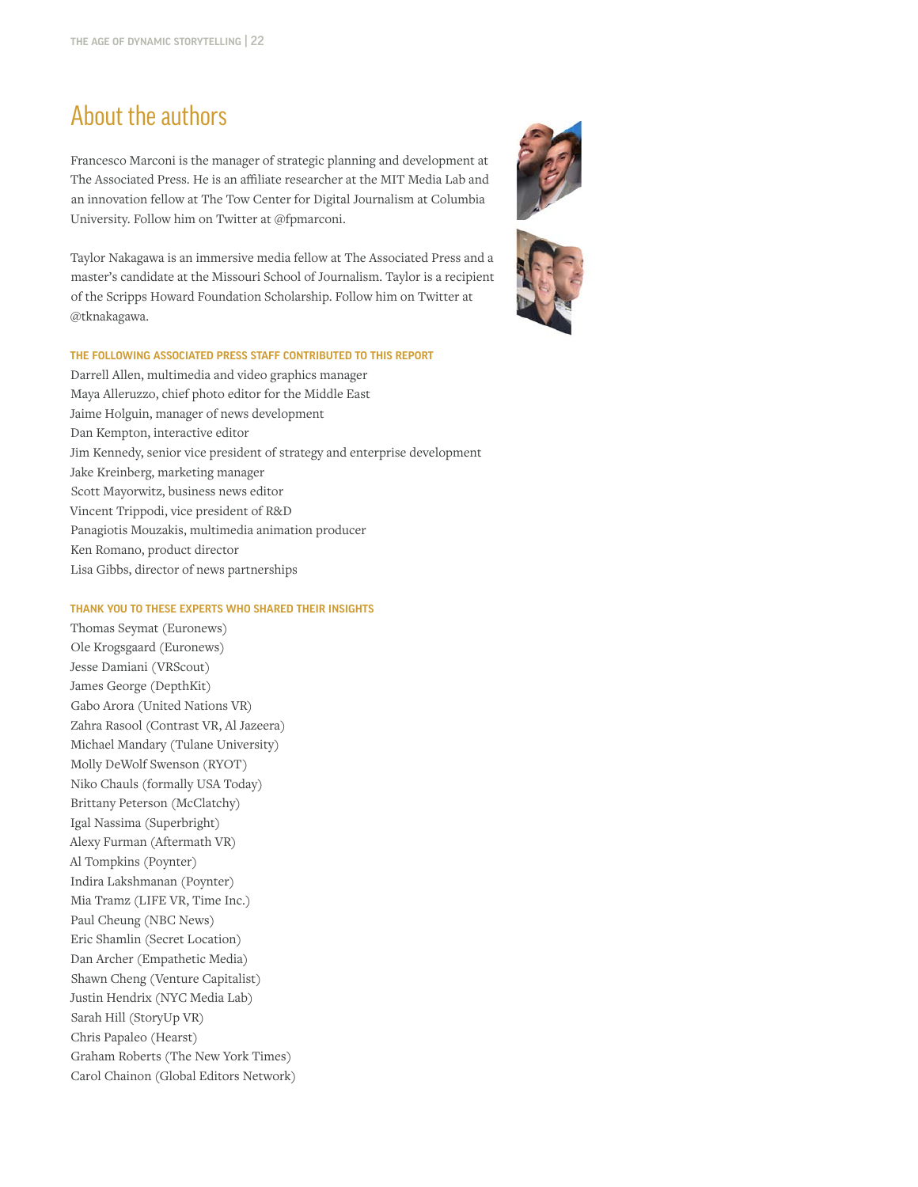## About the authors

Francesco Marconi is the manager of strategic planning and development at The Associated Press. He is an affiliate researcher at the MIT Media Lab and an innovation fellow at The Tow Center for Digital Journalism at Columbia University. Follow him on Twitter at @fpmarconi.

Taylor Nakagawa is an immersive media fellow at The Associated Press and a master's candidate at the Missouri School of Journalism. Taylor is a recipient of the Scripps Howard Foundation Scholarship. Follow him on Twitter at @tknakagawa.

**THE FOLLOWING ASSOCIATED PRESS STAFF CONTRIBUTED TO THIS REPORT**

Darrell Allen, multimedia and video graphics manager
Maya Alleruzzo, chief photo editor for the Middle East
Jaime Holguin, manager of news development
Dan Kempton, interactive editor
Jim Kennedy, senior vice president of strategy and enterprise development
Jake Kreinberg, marketing manager
Scott Mayorwitz, business news editor
Vincent Trippodi, vice president of R&D
Panagiotis Mouzakis, multimedia animation producer
Ken Romano, product director
Lisa Gibbs, director of news partnerships

**THANK YOU TO THESE EXPERTS WHO SHARED THEIR INSIGHTS**

Thomas Seymat (Euronews)
Ole Krogsgaard (Euronews)
Jesse Damiani (VRScout)
James George (DepthKit)
Gabo Arora (United Nations VR)
Zahra Rasool (Contrast VR, Al Jazeera)
Michael Mandary (Tulane University)
Molly DeWolf Swenson (RYOT)
Niko Chauls (formally USA Today)
Brittany Peterson (McClatchy)
Igal Nassima (Superbright)
Alexy Furman (Aftermath VR)
Al Tompkins (Poynter)
Indira Lakshmanan (Poynter)
Mia Tramz (LIFE VR, Time Inc.)
Paul Cheung (NBC News)
Eric Shamlin (Secret Location)
Dan Archer (Empathetic Media)
Shawn Cheng (Venture Capitalist)
Justin Hendrix (NYC Media Lab)
Sarah Hill (StoryUp VR)
Chris Papaleo (Hearst)
Graham Roberts (The New York Times)
Carol Chainon (Global Editors Network)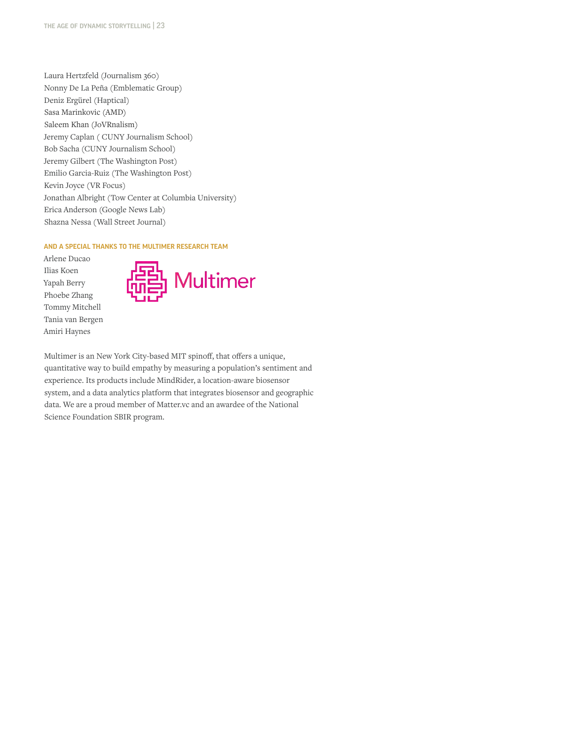Laura Hertzfeld (Journalism 360)
Nonny De La Peña (Emblematic Group)
Deniz Ergürel (Haptical)
Sasa Marinkovic (AMD)
Saleem Khan (JoVRnalism)
Jeremy Caplan ( CUNY Journalism School)
Bob Sacha (CUNY Journalism School)
Jeremy Gilbert (The Washington Post)
Emilio Garcia-Ruiz (The Washington Post)
Kevin Joyce (VR Focus)
Jonathan Albright (Tow Center at Columbia University)
Erica Anderson (Google News Lab)
Shazna Nessa (Wall Street Journal)

### AND A SPECIAL THANKS TO THE MULTIMER RESEARCH TEAM

Arlene Ducao
Ilias Koen
Yapah Berry
Phoebe Zhang
Tommy Mitchell
Tania van Bergen
Amiri Haynes

Multimer

Multimer is an New York City-based MIT spinoff, that offers a unique, quantitative way to build empathy by measuring a population's sentiment and experience. Its products include MindRider, a location-aware biosensor system, and a data analytics platform that integrates biosensor and geographic data. We are a proud member of Matter.vc and an awardee of the National Science Foundation SBIR program.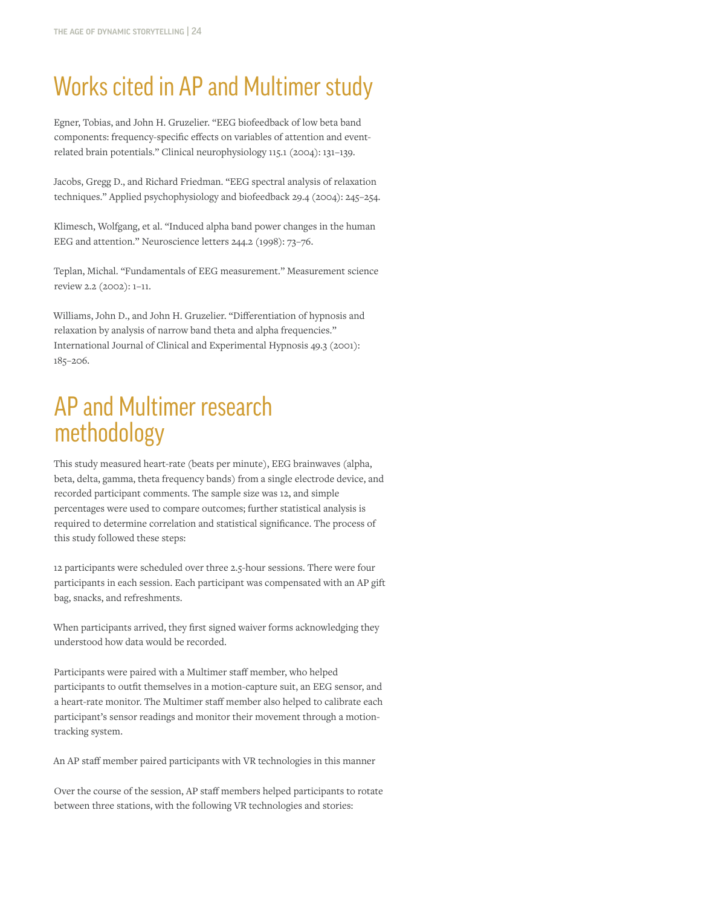## Works cited in AP and Multimer study

Egner, Tobias, and John H. Gruzelier. "EEG biofeedback of low beta band components: frequency-specific effects on variables of attention and event-related brain potentials." Clinical neurophysiology 115.1 (2004): 131–139.

Jacobs, Gregg D., and Richard Friedman. "EEG spectral analysis of relaxation techniques." Applied psychophysiology and biofeedback 29.4 (2004): 245–254.

Klimesch, Wolfgang, et al. "Induced alpha band power changes in the human EEG and attention." Neuroscience letters 244.2 (1998): 73–76.

Teplan, Michal. "Fundamentals of EEG measurement." Measurement science review 2.2 (2002): 1–11.

Williams, John D., and John H. Gruzelier. "Differentiation of hypnosis and relaxation by analysis of narrow band theta and alpha frequencies." International Journal of Clinical and Experimental Hypnosis 49.3 (2001): 185–206.

## AP and Multimer research methodology

This study measured heart-rate (beats per minute), EEG brainwaves (alpha, beta, delta, gamma, theta frequency bands) from a single electrode device, and recorded participant comments. The sample size was 12, and simple percentages were used to compare outcomes; further statistical analysis is required to determine correlation and statistical significance. The process of this study followed these steps:

12 participants were scheduled over three 2.5-hour sessions. There were four participants in each session. Each participant was compensated with an AP gift bag, snacks, and refreshments.

When participants arrived, they first signed waiver forms acknowledging they understood how data would be recorded.

Participants were paired with a Multimer staff member, who helped participants to outfit themselves in a motion-capture suit, an EEG sensor, and a heart-rate monitor. The Multimer staff member also helped to calibrate each participant's sensor readings and monitor their movement through a motion-tracking system.

An AP staff member paired participants with VR technologies in this manner

Over the course of the session, AP staff members helped participants to rotate between three stations, with the following VR technologies and stories: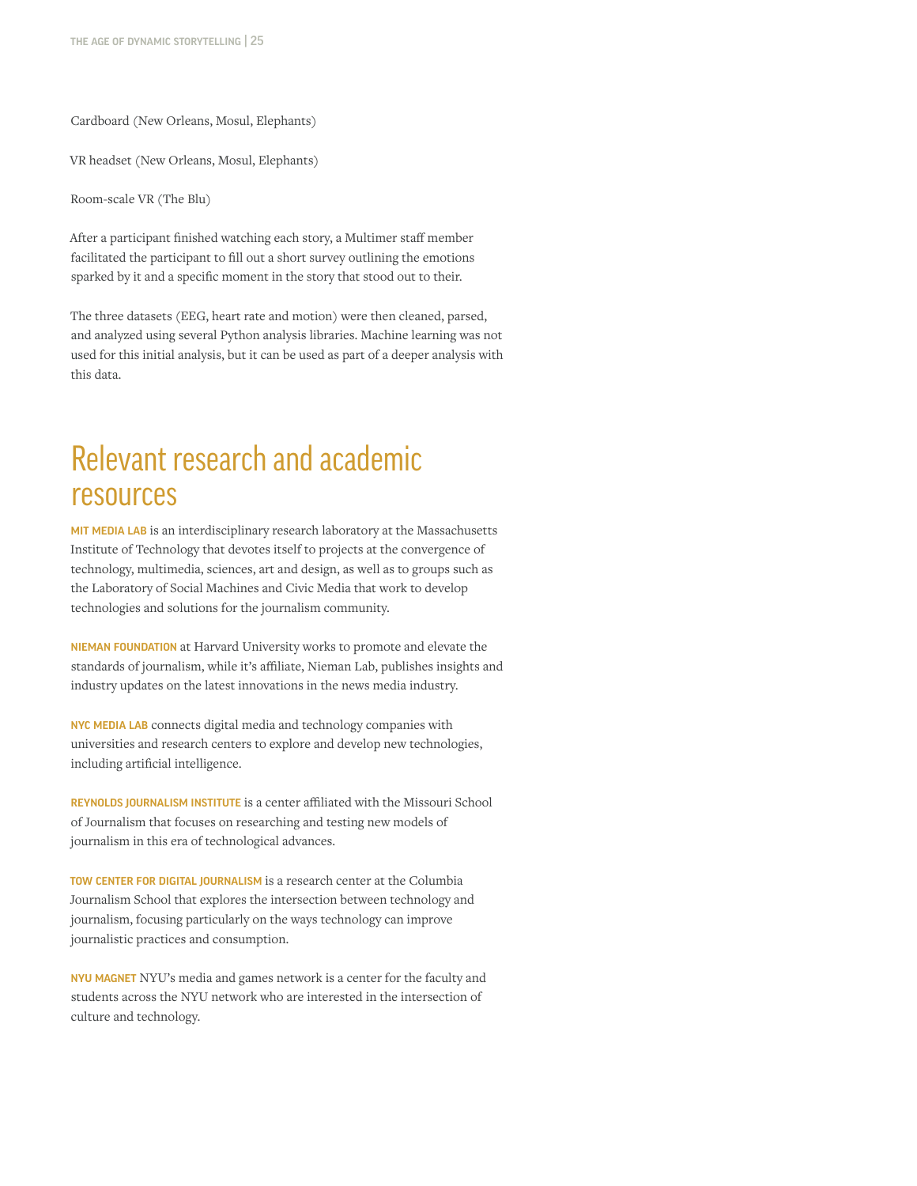Cardboard (New Orleans, Mosul, Elephants)

VR headset (New Orleans, Mosul, Elephants)

Room-scale VR (The Blu)

After a participant finished watching each story, a Multimer staff member facilitated the participant to fill out a short survey outlining the emotions sparked by it and a specific moment in the story that stood out to their.

The three datasets (EEG, heart rate and motion) were then cleaned, parsed, and analyzed using several Python analysis libraries. Machine learning was not used for this initial analysis, but it can be used as part of a deeper analysis with this data.

## Relevant research and academic resources

**MIT MEDIA LAB** is an interdisciplinary research laboratory at the Massachusetts Institute of Technology that devotes itself to projects at the convergence of technology, multimedia, sciences, art and design, as well as to groups such as the Laboratory of Social Machines and Civic Media that work to develop technologies and solutions for the journalism community.

**NIEMAN FOUNDATION** at Harvard University works to promote and elevate the standards of journalism, while it's affiliate, Nieman Lab, publishes insights and industry updates on the latest innovations in the news media industry.

**NYC MEDIA LAB** connects digital media and technology companies with universities and research centers to explore and develop new technologies, including artificial intelligence.

**REYNOLDS JOURNALISM INSTITUTE** is a center affiliated with the Missouri School of Journalism that focuses on researching and testing new models of journalism in this era of technological advances.

**TOW CENTER FOR DIGITAL JOURNALISM** is a research center at the Columbia Journalism School that explores the intersection between technology and journalism, focusing particularly on the ways technology can improve journalistic practices and consumption.

**NYU MAGNET** NYU's media and games network is a center for the faculty and students across the NYU network who are interested in the intersection of culture and technology.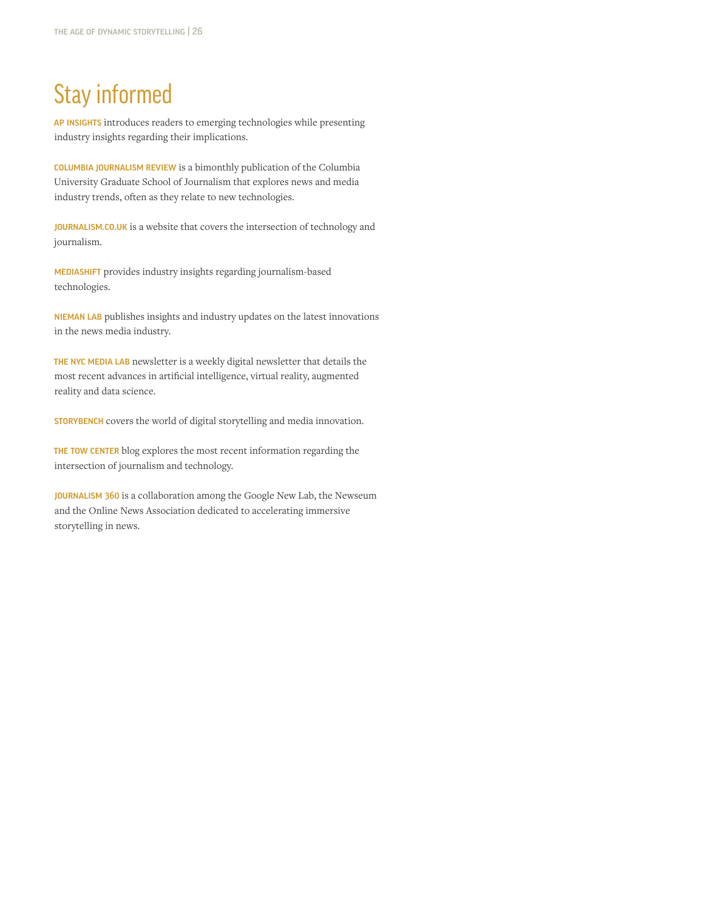# Stay informed

**AP INSIGHTS** introduces readers to emerging technologies while presenting industry insights regarding their implications.

**COLUMBIA JOURNALISM REVIEW** is a bimonthly publication of the Columbia University Graduate School of Journalism that explores news and media industry trends, often as they relate to new technologies.

**JOURNALISM.CO.UK** is a website that covers the intersection of technology and journalism.

**MEDIASHIFT** provides industry insights regarding journalism-based technologies.

**NIEMAN LAB** publishes insights and industry updates on the latest innovations in the news media industry.

**THE NYC MEDIA LAB** newsletter is a weekly digital newsletter that details the most recent advances in artificial intelligence, virtual reality, augmented reality and data science.

**STORYBENCH** covers the world of digital storytelling and media innovation.

**THE TOW CENTER** blog explores the most recent information regarding the intersection of journalism and technology.

**JOURNALISM 360** is a collaboration among the Google New Lab, the Newseum and the Online News Association dedicated to accelerating immersive storytelling in news.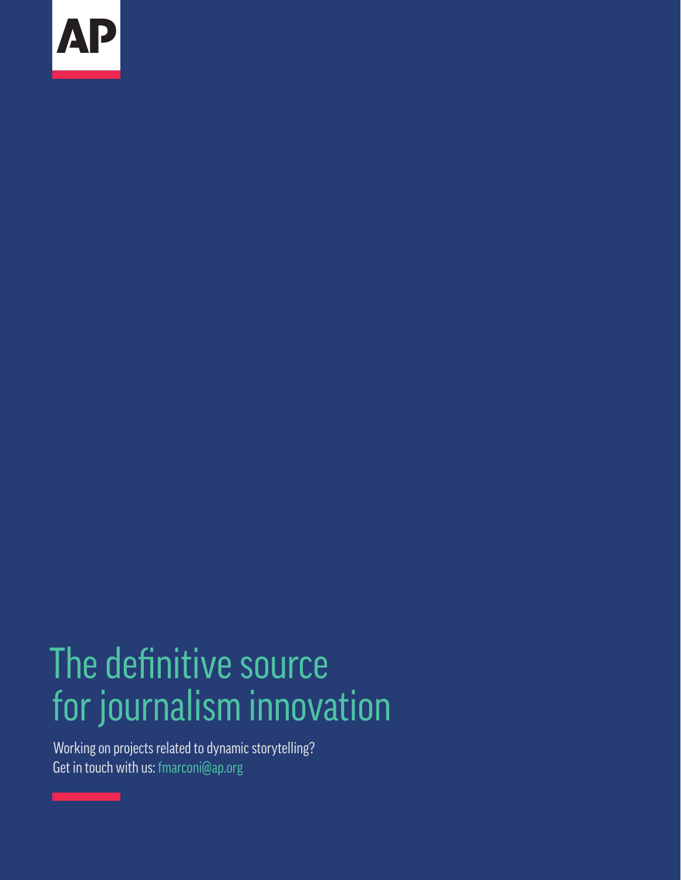AP

# The definitive source for journalism innovation

Working on projects related to dynamic storytelling?
Get in touch with us: fmarconi@ap.org